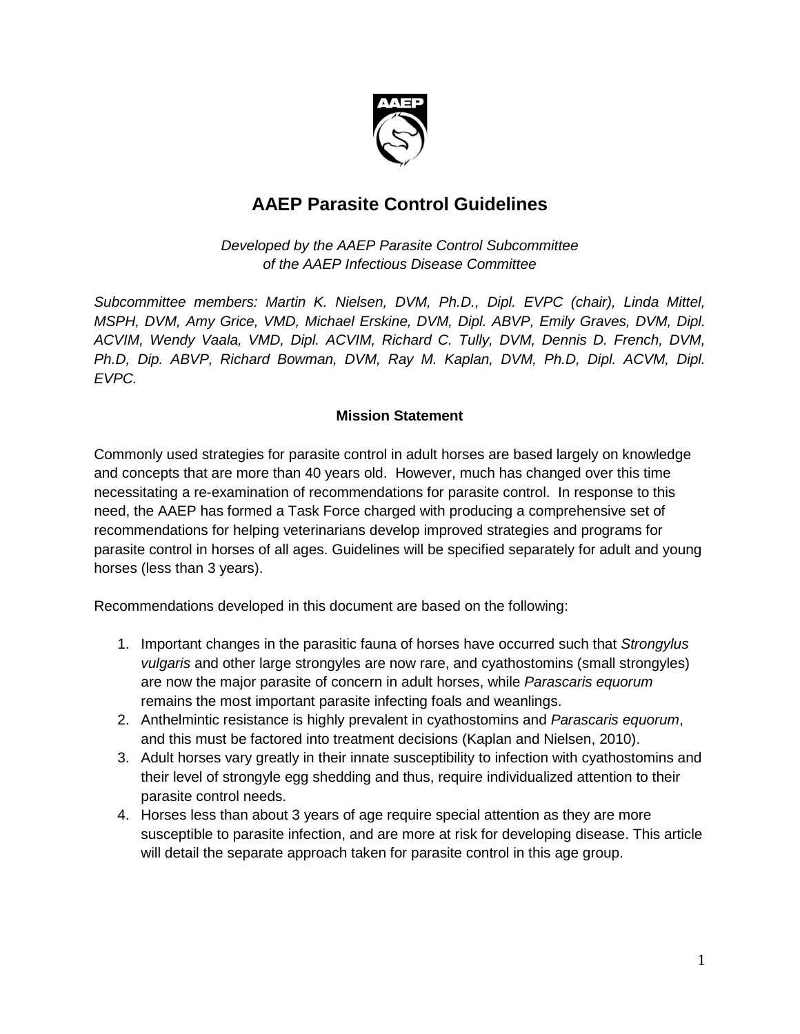# AAEP Parasite Control Guidelines

*Developed by the AAEP Parasite Control Subcommittee of the AAEP Infectious Disease Committee*

*Subcommittee members: Martin K. Nielsen, DVM, Ph.D., Dipl. EVPC (chair), Linda Mittel, MSPH, DVM, Amy Grice, VMD, Michael Erskine, DVM, Dipl. ABVP, Emily Graves, DVM, Dipl. ACVIM, Wendy Vaala, VMD, Dipl. ACVIM, Richard C. Tully, DVM, Dennis D. French, DVM, Ph.D, Dip. ABVP, Richard Bowman, DVM, Ray M. Kaplan, DVM, Ph.D, Dipl. ACVM, Dipl. EVPC.*

### Mission Statement

Commonly used strategies for parasite control in adult horses are based largely on knowledge and concepts that are more than 40 years old. However, much has changed over this time necessitating a re-examination of recommendations for parasite control. In response to this need, the AAEP has formed a Task Force charged with producing a comprehensive set of recommendations for helping veterinarians develop improved strategies and programs for parasite control in horses of all ages. Guidelines will be specified separately for adult and young horses (less than 3 years).

Recommendations developed in this document are based on the following:

1. Important changes in the parasitic fauna of horses have occurred such that *Strongylus vulgaris* and other large strongyles are now rare, and cyathostomins (small strongyles) are now the major parasite of concern in adult horses, while *Parascaris equorum* remains the most important parasite infecting foals and weanlings.
2. Anthelmintic resistance is highly prevalent in cyathostomins and *Parascaris equorum*, and this must be factored into treatment decisions (Kaplan and Nielsen, 2010).
3. Adult horses vary greatly in their innate susceptibility to infection with cyathostomins and their level of strongyle egg shedding and thus, require individualized attention to their parasite control needs.
4. Horses less than about 3 years of age require special attention as they are more susceptible to parasite infection, and are more at risk for developing disease. This article will detail the separate approach taken for parasite control in this age group.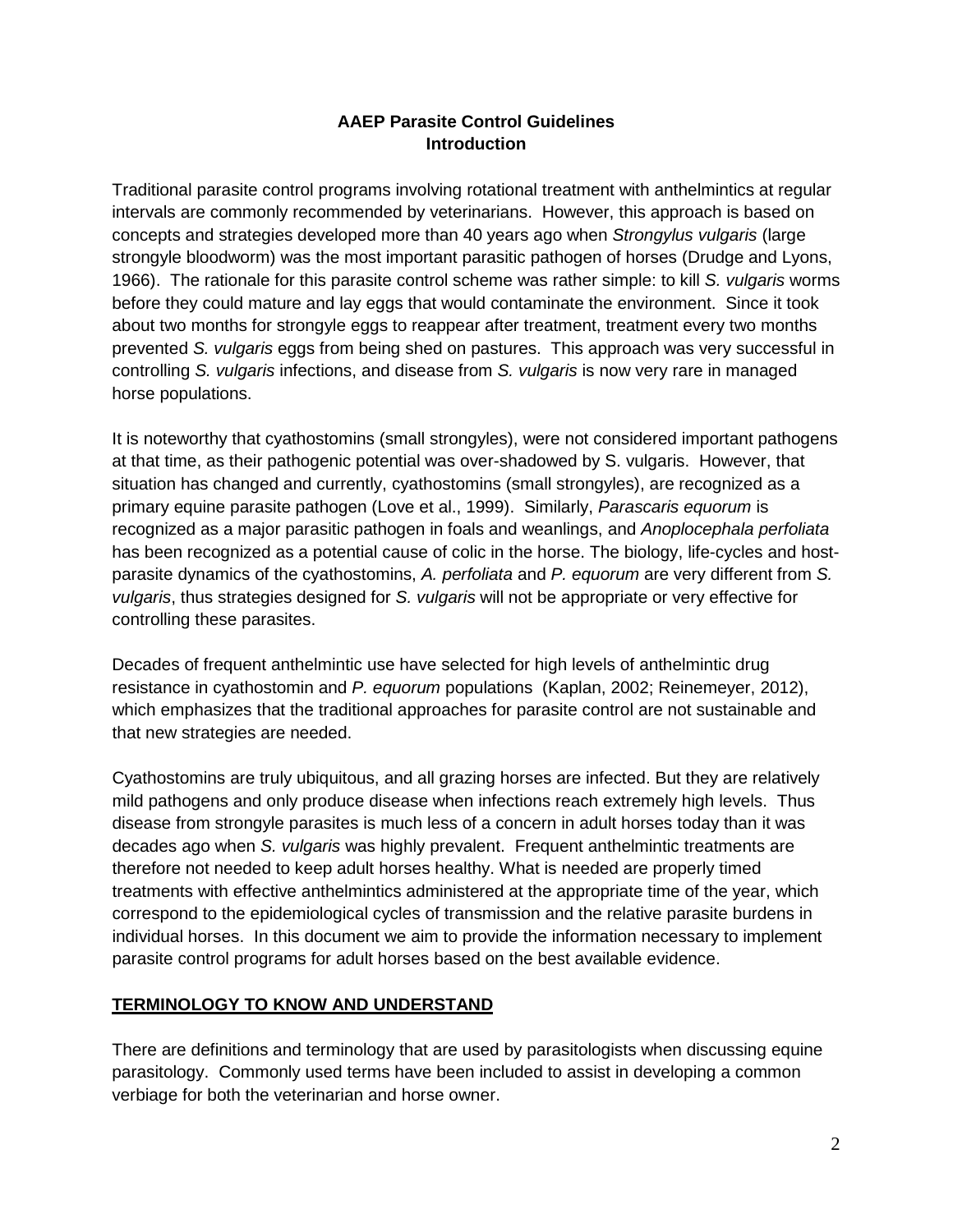**AAEP Parasite Control Guidelines**
**Introduction**

Traditional parasite control programs involving rotational treatment with anthelmintics at regular intervals are commonly recommended by veterinarians. However, this approach is based on concepts and strategies developed more than 40 years ago when *Strongylus vulgaris* (large strongyle bloodworm) was the most important parasitic pathogen of horses (Drudge and Lyons, 1966). The rationale for this parasite control scheme was rather simple: to kill *S. vulgaris* worms before they could mature and lay eggs that would contaminate the environment. Since it took about two months for strongyle eggs to reappear after treatment, treatment every two months prevented *S. vulgaris* eggs from being shed on pastures. This approach was very successful in controlling *S. vulgaris* infections, and disease from *S. vulgaris* is now very rare in managed horse populations.

It is noteworthy that cyathostomins (small strongyles), were not considered important pathogens at that time, as their pathogenic potential was over-shadowed by S. vulgaris. However, that situation has changed and currently, cyathostomins (small strongyles), are recognized as a primary equine parasite pathogen (Love et al., 1999). Similarly, *Parascaris equorum* is recognized as a major parasitic pathogen in foals and weanlings, and *Anoplocephala perfoliata* has been recognized as a potential cause of colic in the horse. The biology, life-cycles and host-parasite dynamics of the cyathostomins, *A. perfoliata* and *P. equorum* are very different from *S. vulgaris*, thus strategies designed for *S. vulgaris* will not be appropriate or very effective for controlling these parasites.

Decades of frequent anthelmintic use have selected for high levels of anthelmintic drug resistance in cyathostomin and *P. equorum* populations (Kaplan, 2002; Reinemeyer, 2012), which emphasizes that the traditional approaches for parasite control are not sustainable and that new strategies are needed.

Cyathostomins are truly ubiquitous, and all grazing horses are infected. But they are relatively mild pathogens and only produce disease when infections reach extremely high levels. Thus disease from strongyle parasites is much less of a concern in adult horses today than it was decades ago when *S. vulgaris* was highly prevalent. Frequent anthelmintic treatments are therefore not needed to keep adult horses healthy. What is needed are properly timed treatments with effective anthelmintics administered at the appropriate time of the year, which correspond to the epidemiological cycles of transmission and the relative parasite burdens in individual horses. In this document we aim to provide the information necessary to implement parasite control programs for adult horses based on the best available evidence.

## TERMINOLOGY TO KNOW AND UNDERSTAND

There are definitions and terminology that are used by parasitologists when discussing equine parasitology. Commonly used terms have been included to assist in developing a common verbiage for both the veterinarian and horse owner.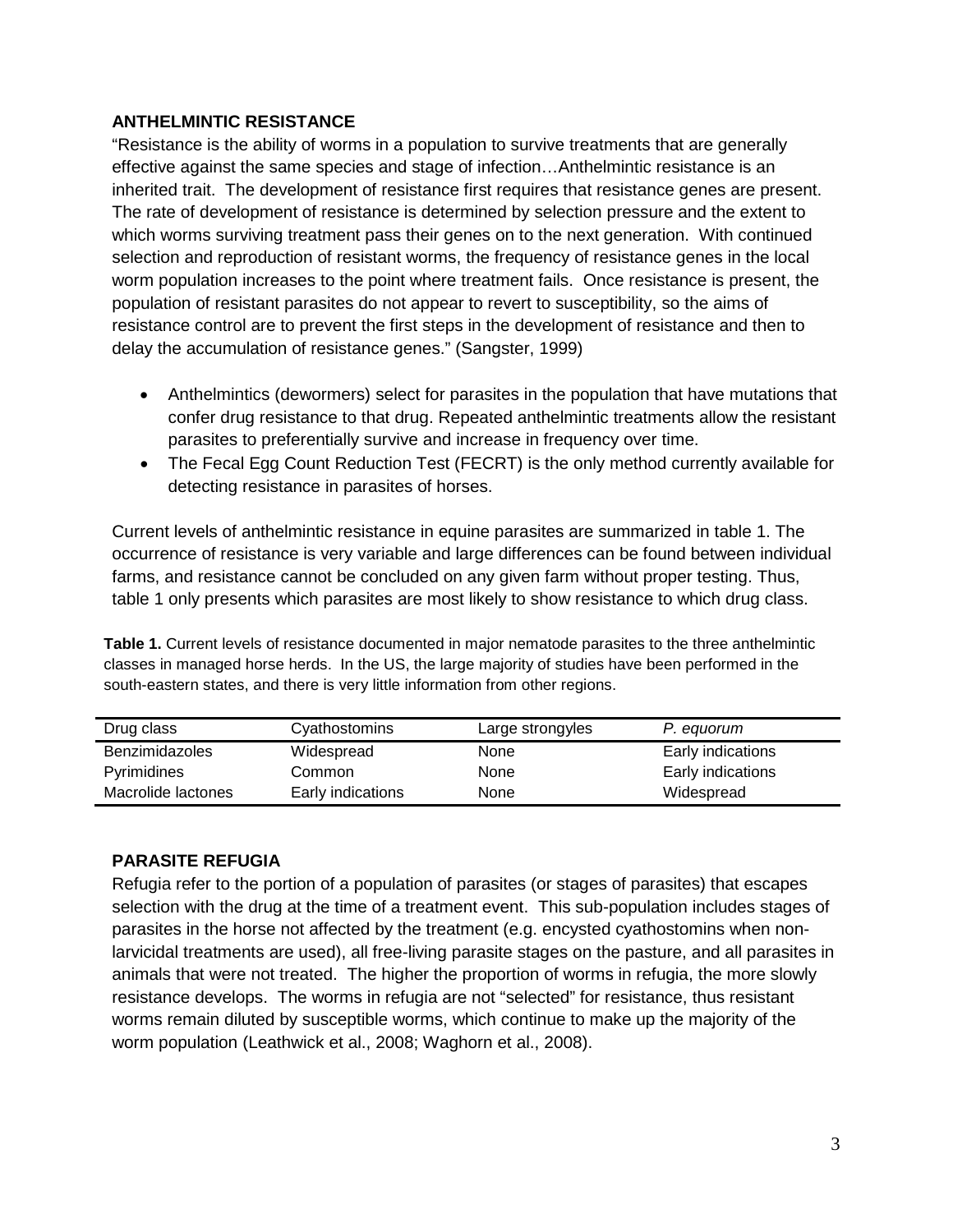## ANTHELMINTIC RESISTANCE

"Resistance is the ability of worms in a population to survive treatments that are generally effective against the same species and stage of infection…Anthelmintic resistance is an inherited trait. The development of resistance first requires that resistance genes are present. The rate of development of resistance is determined by selection pressure and the extent to which worms surviving treatment pass their genes on to the next generation. With continued selection and reproduction of resistant worms, the frequency of resistance genes in the local worm population increases to the point where treatment fails. Once resistance is present, the population of resistant parasites do not appear to revert to susceptibility, so the aims of resistance control are to prevent the first steps in the development of resistance and then to delay the accumulation of resistance genes." (Sangster, 1999)

- Anthelmintics (dewormers) select for parasites in the population that have mutations that confer drug resistance to that drug. Repeated anthelmintic treatments allow the resistant parasites to preferentially survive and increase in frequency over time.
- The Fecal Egg Count Reduction Test (FECRT) is the only method currently available for detecting resistance in parasites of horses.

Current levels of anthelmintic resistance in equine parasites are summarized in table 1. The occurrence of resistance is very variable and large differences can be found between individual farms, and resistance cannot be concluded on any given farm without proper testing. Thus, table 1 only presents which parasites are most likely to show resistance to which drug class.

**Table 1.** Current levels of resistance documented in major nematode parasites to the three anthelmintic classes in managed horse herds. In the US, the large majority of studies have been performed in the south-eastern states, and there is very little information from other regions.

| Drug class | Cyathostomins | Large strongyles | *P. equorum* |
|---|---|---|---|
| Benzimidazoles | Widespread | None | Early indications |
| Pyrimidines | Common | None | Early indications |
| Macrolide lactones | Early indications | None | Widespread |

## PARASITE REFUGIA

Refugia refer to the portion of a population of parasites (or stages of parasites) that escapes selection with the drug at the time of a treatment event. This sub-population includes stages of parasites in the horse not affected by the treatment (e.g. encysted cyathostomins when non-larvicidal treatments are used), all free-living parasite stages on the pasture, and all parasites in animals that were not treated. The higher the proportion of worms in refugia, the more slowly resistance develops. The worms in refugia are not "selected" for resistance, thus resistant worms remain diluted by susceptible worms, which continue to make up the majority of the worm population (Leathwick et al., 2008; Waghorn et al., 2008).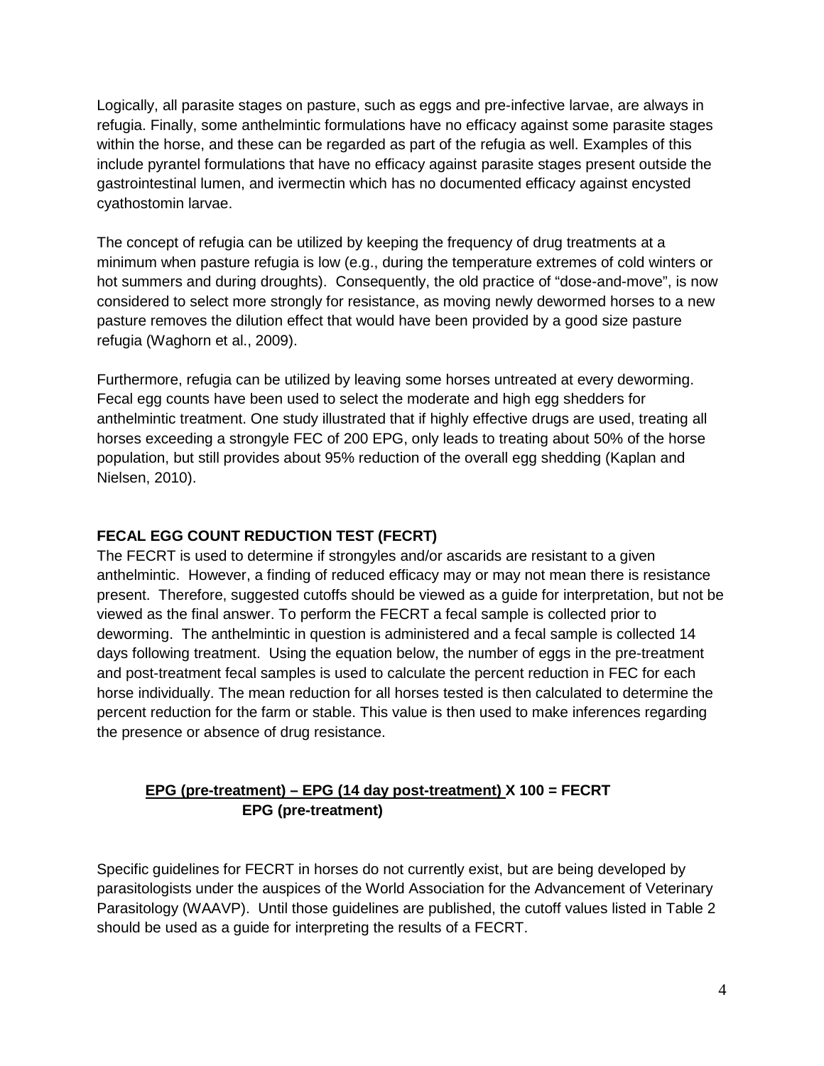Logically, all parasite stages on pasture, such as eggs and pre-infective larvae, are always in refugia. Finally, some anthelmintic formulations have no efficacy against some parasite stages within the horse, and these can be regarded as part of the refugia as well. Examples of this include pyrantel formulations that have no efficacy against parasite stages present outside the gastrointestinal lumen, and ivermectin which has no documented efficacy against encysted cyathostomin larvae.

The concept of refugia can be utilized by keeping the frequency of drug treatments at a minimum when pasture refugia is low (e.g., during the temperature extremes of cold winters or hot summers and during droughts). Consequently, the old practice of "dose-and-move", is now considered to select more strongly for resistance, as moving newly dewormed horses to a new pasture removes the dilution effect that would have been provided by a good size pasture refugia (Waghorn et al., 2009).

Furthermore, refugia can be utilized by leaving some horses untreated at every deworming. Fecal egg counts have been used to select the moderate and high egg shedders for anthelmintic treatment. One study illustrated that if highly effective drugs are used, treating all horses exceeding a strongyle FEC of 200 EPG, only leads to treating about 50% of the horse population, but still provides about 95% reduction of the overall egg shedding (Kaplan and Nielsen, 2010).

## FECAL EGG COUNT REDUCTION TEST (FECRT)

The FECRT is used to determine if strongyles and/or ascarids are resistant to a given anthelmintic. However, a finding of reduced efficacy may or may not mean there is resistance present. Therefore, suggested cutoffs should be viewed as a guide for interpretation, but not be viewed as the final answer. To perform the FECRT a fecal sample is collected prior to deworming. The anthelmintic in question is administered and a fecal sample is collected 14 days following treatment. Using the equation below, the number of eggs in the pre-treatment and post-treatment fecal samples is used to calculate the percent reduction in FEC for each horse individually. The mean reduction for all horses tested is then calculated to determine the percent reduction for the farm or stable. This value is then used to make inferences regarding the presence or absence of drug resistance.

$$\frac{\text{EPG (pre-treatment)} - \text{EPG (14 day post-treatment)}}{\text{EPG (pre-treatment)}} \times 100 = \text{FECRT}$$

Specific guidelines for FECRT in horses do not currently exist, but are being developed by parasitologists under the auspices of the World Association for the Advancement of Veterinary Parasitology (WAAVP). Until those guidelines are published, the cutoff values listed in Table 2 should be used as a guide for interpreting the results of a FECRT.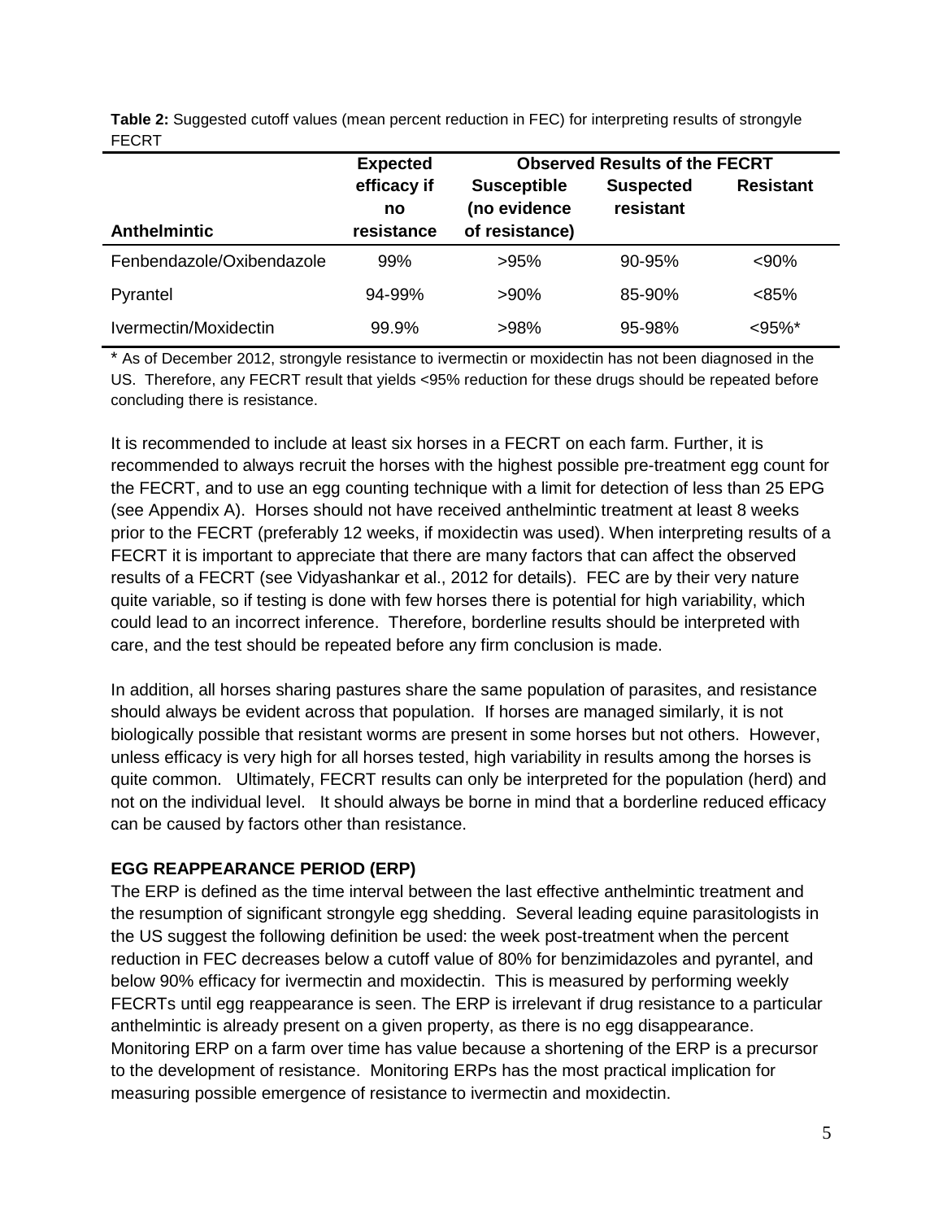**Table 2:** Suggested cutoff values (mean percent reduction in FEC) for interpreting results of strongyle FECRT

| Anthelmintic | Expected efficacy if no resistance | Observed Results of the FECRT | | |
|---|---|---|---|---|
| | | Susceptible (no evidence of resistance) | Suspected resistant | Resistant |
| Fenbendazole/Oxibendazole | 99% | >95% | 90-95% | <90% |
| Pyrantel | 94-99% | >90% | 85-90% | <85% |
| Ivermectin/Moxidectin | 99.9% | >98% | 95-98% | <95%* |

* As of December 2012, strongyle resistance to ivermectin or moxidectin has not been diagnosed in the US. Therefore, any FECRT result that yields <95% reduction for these drugs should be repeated before concluding there is resistance.

It is recommended to include at least six horses in a FECRT on each farm. Further, it is recommended to always recruit the horses with the highest possible pre-treatment egg count for the FECRT, and to use an egg counting technique with a limit for detection of less than 25 EPG (see Appendix A). Horses should not have received anthelmintic treatment at least 8 weeks prior to the FECRT (preferably 12 weeks, if moxidectin was used). When interpreting results of a FECRT it is important to appreciate that there are many factors that can affect the observed results of a FECRT (see Vidyashankar et al., 2012 for details). FEC are by their very nature quite variable, so if testing is done with few horses there is potential for high variability, which could lead to an incorrect inference. Therefore, borderline results should be interpreted with care, and the test should be repeated before any firm conclusion is made.

In addition, all horses sharing pastures share the same population of parasites, and resistance should always be evident across that population. If horses are managed similarly, it is not biologically possible that resistant worms are present in some horses but not others. However, unless efficacy is very high for all horses tested, high variability in results among the horses is quite common. Ultimately, FECRT results can only be interpreted for the population (herd) and not on the individual level. It should always be borne in mind that a borderline reduced efficacy can be caused by factors other than resistance.

**EGG REAPPEARANCE PERIOD (ERP)**

The ERP is defined as the time interval between the last effective anthelmintic treatment and the resumption of significant strongyle egg shedding. Several leading equine parasitologists in the US suggest the following definition be used: the week post-treatment when the percent reduction in FEC decreases below a cutoff value of 80% for benzimidazoles and pyrantel, and below 90% efficacy for ivermectin and moxidectin. This is measured by performing weekly FECRTs until egg reappearance is seen. The ERP is irrelevant if drug resistance to a particular anthelmintic is already present on a given property, as there is no egg disappearance. Monitoring ERP on a farm over time has value because a shortening of the ERP is a precursor to the development of resistance. Monitoring ERPs has the most practical implication for measuring possible emergence of resistance to ivermectin and moxidectin.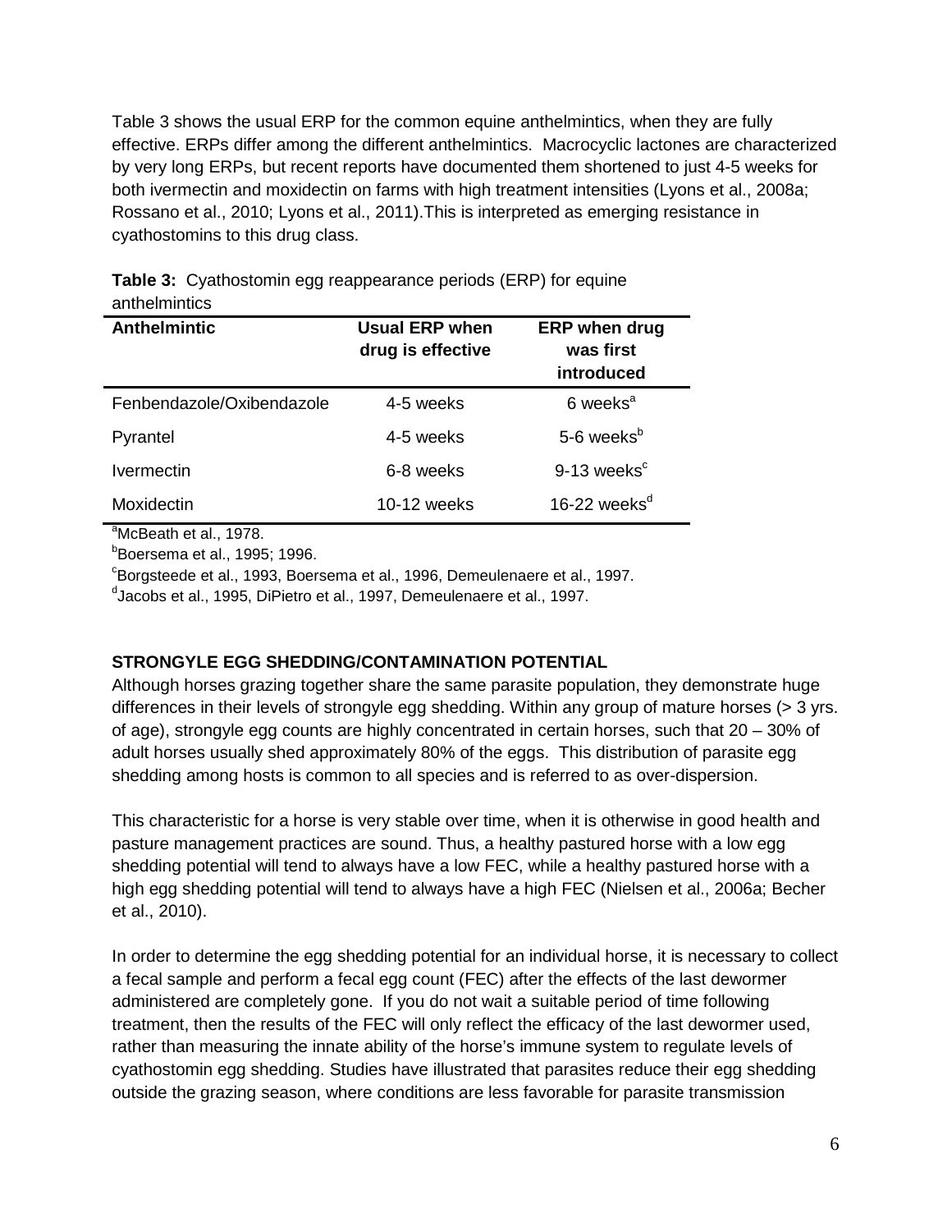Table 3 shows the usual ERP for the common equine anthelmintics, when they are fully effective. ERPs differ among the different anthelmintics. Macrocyclic lactones are characterized by very long ERPs, but recent reports have documented them shortened to just 4-5 weeks for both ivermectin and moxidectin on farms with high treatment intensities (Lyons et al., 2008a; Rossano et al., 2010; Lyons et al., 2011).This is interpreted as emerging resistance in cyathostomins to this drug class.

**Table 3:** Cyathostomin egg reappearance periods (ERP) for equine anthelmintics

| Anthelmintic | Usual ERP when drug is effective | ERP when drug was first introduced |
|---|---|---|
| Fenbendazole/Oxibendazole | 4-5 weeks | 6 weeks[a] |
| Pyrantel | 4-5 weeks | 5-6 weeks[b] |
| Ivermectin | 6-8 weeks | 9-13 weeks[c] |
| Moxidectin | 10-12 weeks | 16-22 weeks[d] |

[a]McBeath et al., 1978.
[b]Boersema et al., 1995; 1996.
[c]Borgsteede et al., 1993, Boersema et al., 1996, Demeulenaere et al., 1997.
[d]Jacobs et al., 1995, DiPietro et al., 1997, Demeulenaere et al., 1997.

## STRONGYLE EGG SHEDDING/CONTAMINATION POTENTIAL

Although horses grazing together share the same parasite population, they demonstrate huge differences in their levels of strongyle egg shedding. Within any group of mature horses (> 3 yrs. of age), strongyle egg counts are highly concentrated in certain horses, such that 20 – 30% of adult horses usually shed approximately 80% of the eggs. This distribution of parasite egg shedding among hosts is common to all species and is referred to as over-dispersion.

This characteristic for a horse is very stable over time, when it is otherwise in good health and pasture management practices are sound. Thus, a healthy pastured horse with a low egg shedding potential will tend to always have a low FEC, while a healthy pastured horse with a high egg shedding potential will tend to always have a high FEC (Nielsen et al., 2006a; Becher et al., 2010).

In order to determine the egg shedding potential for an individual horse, it is necessary to collect a fecal sample and perform a fecal egg count (FEC) after the effects of the last dewormer administered are completely gone. If you do not wait a suitable period of time following treatment, then the results of the FEC will only reflect the efficacy of the last dewormer used, rather than measuring the innate ability of the horse's immune system to regulate levels of cyathostomin egg shedding. Studies have illustrated that parasites reduce their egg shedding outside the grazing season, where conditions are less favorable for parasite transmission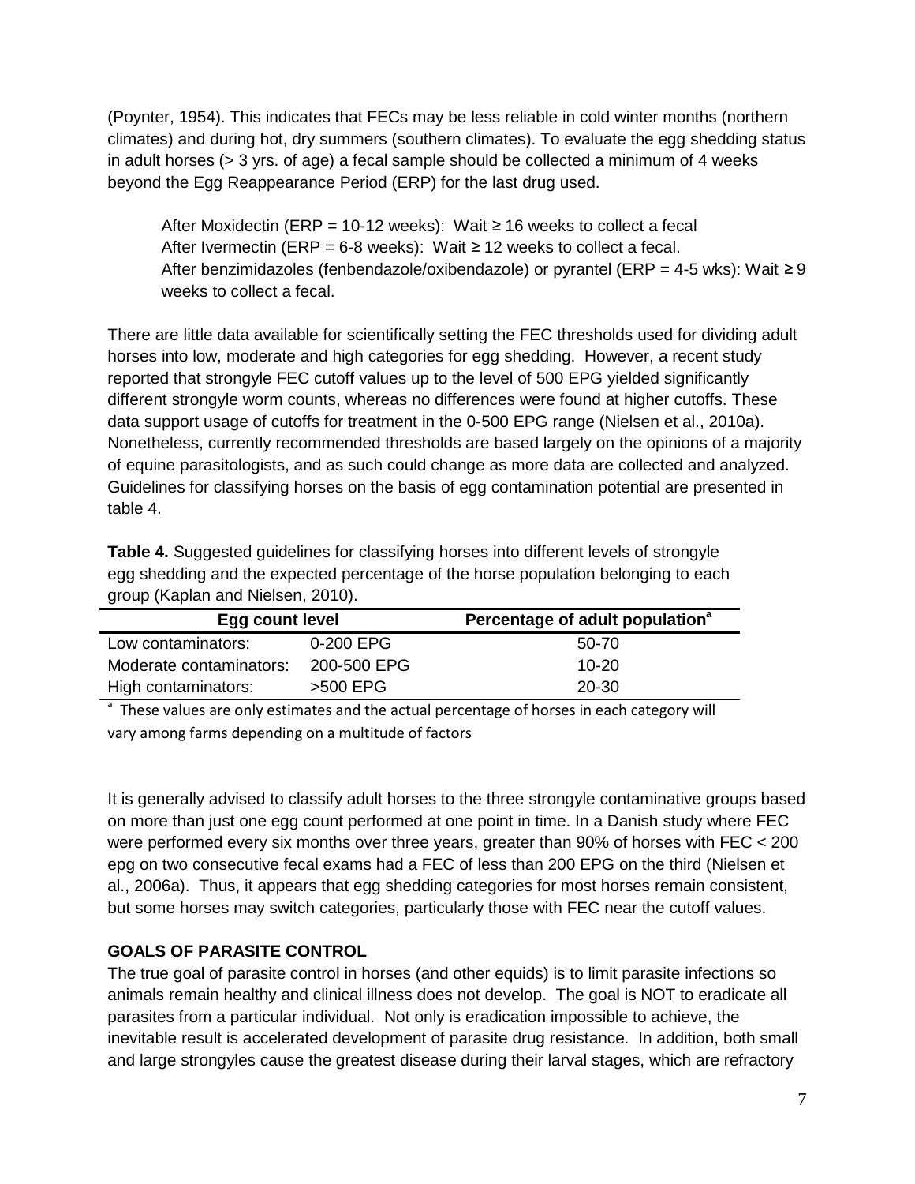(Poynter, 1954). This indicates that FECs may be less reliable in cold winter months (northern climates) and during hot, dry summers (southern climates). To evaluate the egg shedding status in adult horses (> 3 yrs. of age) a fecal sample should be collected a minimum of 4 weeks beyond the Egg Reappearance Period (ERP) for the last drug used.

> After Moxidectin (ERP = 10-12 weeks): Wait ≥ 16 weeks to collect a fecal
> After Ivermectin (ERP = 6-8 weeks): Wait ≥ 12 weeks to collect a fecal.
> After benzimidazoles (fenbendazole/oxibendazole) or pyrantel (ERP = 4-5 wks): Wait ≥ 9 weeks to collect a fecal.

There are little data available for scientifically setting the FEC thresholds used for dividing adult horses into low, moderate and high categories for egg shedding. However, a recent study reported that strongyle FEC cutoff values up to the level of 500 EPG yielded significantly different strongyle worm counts, whereas no differences were found at higher cutoffs. These data support usage of cutoffs for treatment in the 0-500 EPG range (Nielsen et al., 2010a). Nonetheless, currently recommended thresholds are based largely on the opinions of a majority of equine parasitologists, and as such could change as more data are collected and analyzed. Guidelines for classifying horses on the basis of egg contamination potential are presented in table 4.

**Table 4.** Suggested guidelines for classifying horses into different levels of strongyle egg shedding and the expected percentage of the horse population belonging to each group (Kaplan and Nielsen, 2010).

| Egg count level | | Percentage of adult population[a] |
|---|---|---|
| Low contaminators: | 0-200 EPG | 50-70 |
| Moderate contaminators: | 200-500 EPG | 10-20 |
| High contaminators: | >500 EPG | 20-30 |

[a] These values are only estimates and the actual percentage of horses in each category will vary among farms depending on a multitude of factors

It is generally advised to classify adult horses to the three strongyle contaminative groups based on more than just one egg count performed at one point in time. In a Danish study where FEC were performed every six months over three years, greater than 90% of horses with FEC < 200 epg on two consecutive fecal exams had a FEC of less than 200 EPG on the third (Nielsen et al., 2006a). Thus, it appears that egg shedding categories for most horses remain consistent, but some horses may switch categories, particularly those with FEC near the cutoff values.

## GOALS OF PARASITE CONTROL

The true goal of parasite control in horses (and other equids) is to limit parasite infections so animals remain healthy and clinical illness does not develop. The goal is NOT to eradicate all parasites from a particular individual. Not only is eradication impossible to achieve, the inevitable result is accelerated development of parasite drug resistance. In addition, both small and large strongyles cause the greatest disease during their larval stages, which are refractory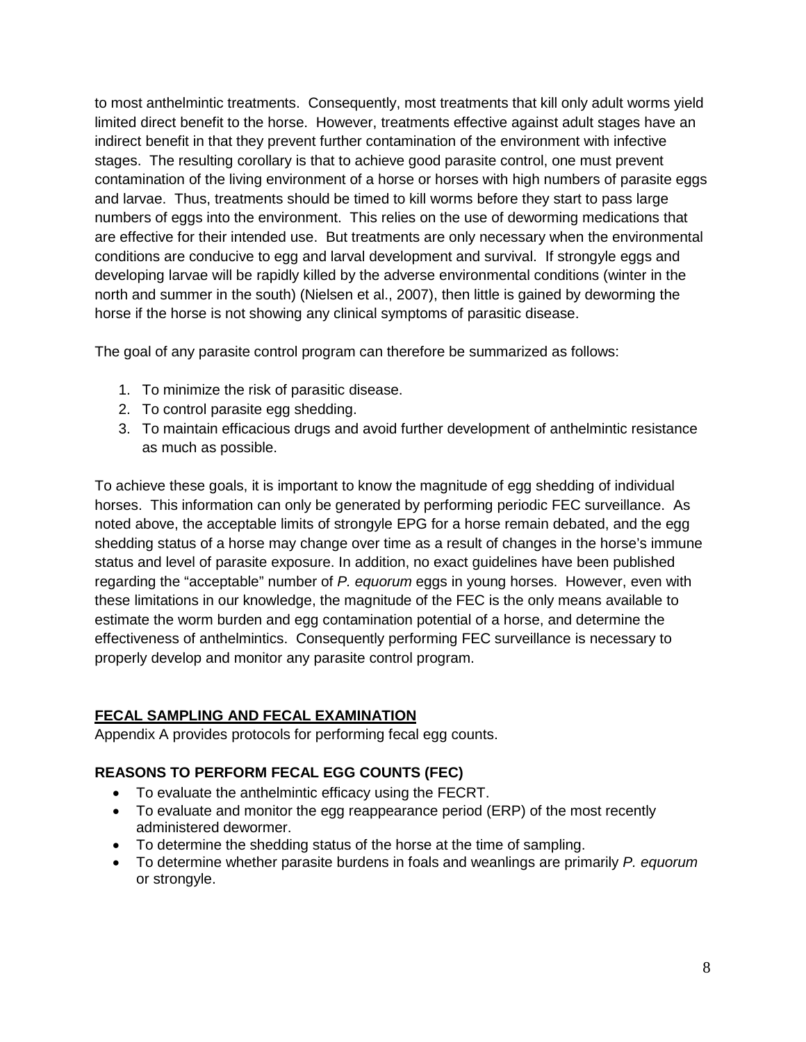to most anthelmintic treatments. Consequently, most treatments that kill only adult worms yield limited direct benefit to the horse. However, treatments effective against adult stages have an indirect benefit in that they prevent further contamination of the environment with infective stages. The resulting corollary is that to achieve good parasite control, one must prevent contamination of the living environment of a horse or horses with high numbers of parasite eggs and larvae. Thus, treatments should be timed to kill worms before they start to pass large numbers of eggs into the environment. This relies on the use of deworming medications that are effective for their intended use. But treatments are only necessary when the environmental conditions are conducive to egg and larval development and survival. If strongyle eggs and developing larvae will be rapidly killed by the adverse environmental conditions (winter in the north and summer in the south) (Nielsen et al., 2007), then little is gained by deworming the horse if the horse is not showing any clinical symptoms of parasitic disease.

The goal of any parasite control program can therefore be summarized as follows:

1. To minimize the risk of parasitic disease.
2. To control parasite egg shedding.
3. To maintain efficacious drugs and avoid further development of anthelmintic resistance as much as possible.

To achieve these goals, it is important to know the magnitude of egg shedding of individual horses. This information can only be generated by performing periodic FEC surveillance. As noted above, the acceptable limits of strongyle EPG for a horse remain debated, and the egg shedding status of a horse may change over time as a result of changes in the horse's immune status and level of parasite exposure. In addition, no exact guidelines have been published regarding the "acceptable" number of *P. equorum* eggs in young horses. However, even with these limitations in our knowledge, the magnitude of the FEC is the only means available to estimate the worm burden and egg contamination potential of a horse, and determine the effectiveness of anthelmintics. Consequently performing FEC surveillance is necessary to properly develop and monitor any parasite control program.

## **FECAL SAMPLING AND FECAL EXAMINATION**

Appendix A provides protocols for performing fecal egg counts.

### REASONS TO PERFORM FECAL EGG COUNTS (FEC)

- To evaluate the anthelmintic efficacy using the FECRT.
- To evaluate and monitor the egg reappearance period (ERP) of the most recently administered dewormer.
- To determine the shedding status of the horse at the time of sampling.
- To determine whether parasite burdens in foals and weanlings are primarily *P. equorum* or strongyle.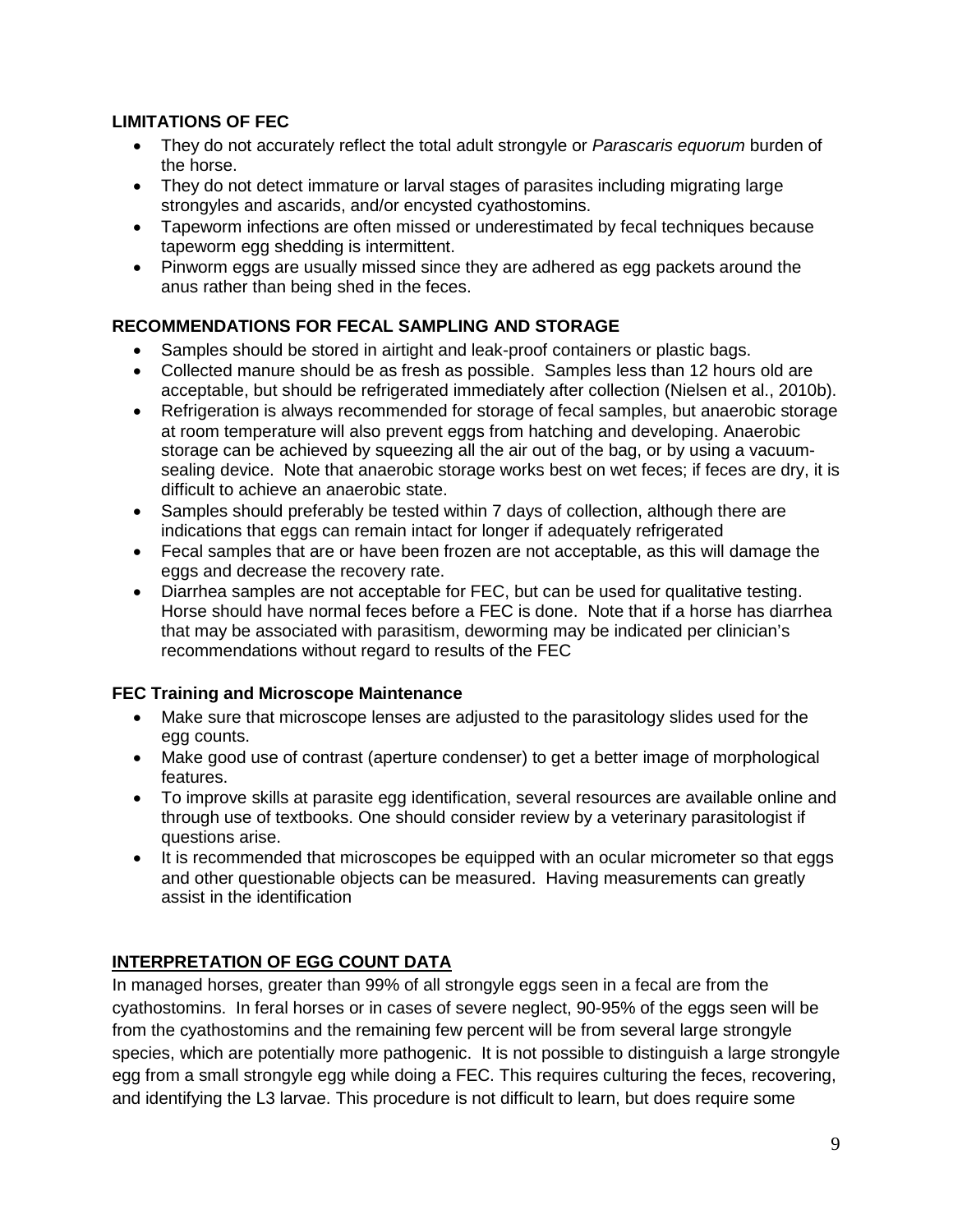### LIMITATIONS OF FEC

- They do not accurately reflect the total adult strongyle or *Parascaris equorum* burden of the horse.
- They do not detect immature or larval stages of parasites including migrating large strongyles and ascarids, and/or encysted cyathostomins.
- Tapeworm infections are often missed or underestimated by fecal techniques because tapeworm egg shedding is intermittent.
- Pinworm eggs are usually missed since they are adhered as egg packets around the anus rather than being shed in the feces.

### RECOMMENDATIONS FOR FECAL SAMPLING AND STORAGE

- Samples should be stored in airtight and leak-proof containers or plastic bags.
- Collected manure should be as fresh as possible. Samples less than 12 hours old are acceptable, but should be refrigerated immediately after collection (Nielsen et al., 2010b).
- Refrigeration is always recommended for storage of fecal samples, but anaerobic storage at room temperature will also prevent eggs from hatching and developing. Anaerobic storage can be achieved by squeezing all the air out of the bag, or by using a vacuum-sealing device. Note that anaerobic storage works best on wet feces; if feces are dry, it is difficult to achieve an anaerobic state.
- Samples should preferably be tested within 7 days of collection, although there are indications that eggs can remain intact for longer if adequately refrigerated
- Fecal samples that are or have been frozen are not acceptable, as this will damage the eggs and decrease the recovery rate.
- Diarrhea samples are not acceptable for FEC, but can be used for qualitative testing. Horse should have normal feces before a FEC is done. Note that if a horse has diarrhea that may be associated with parasitism, deworming may be indicated per clinician's recommendations without regard to results of the FEC

### FEC Training and Microscope Maintenance

- Make sure that microscope lenses are adjusted to the parasitology slides used for the egg counts.
- Make good use of contrast (aperture condenser) to get a better image of morphological features.
- To improve skills at parasite egg identification, several resources are available online and through use of textbooks. One should consider review by a veterinary parasitologist if questions arise.
- It is recommended that microscopes be equipped with an ocular micrometer so that eggs and other questionable objects can be measured. Having measurements can greatly assist in the identification

## INTERPRETATION OF EGG COUNT DATA

In managed horses, greater than 99% of all strongyle eggs seen in a fecal are from the cyathostomins. In feral horses or in cases of severe neglect, 90-95% of the eggs seen will be from the cyathostomins and the remaining few percent will be from several large strongyle species, which are potentially more pathogenic. It is not possible to distinguish a large strongyle egg from a small strongyle egg while doing a FEC. This requires culturing the feces, recovering, and identifying the L3 larvae. This procedure is not difficult to learn, but does require some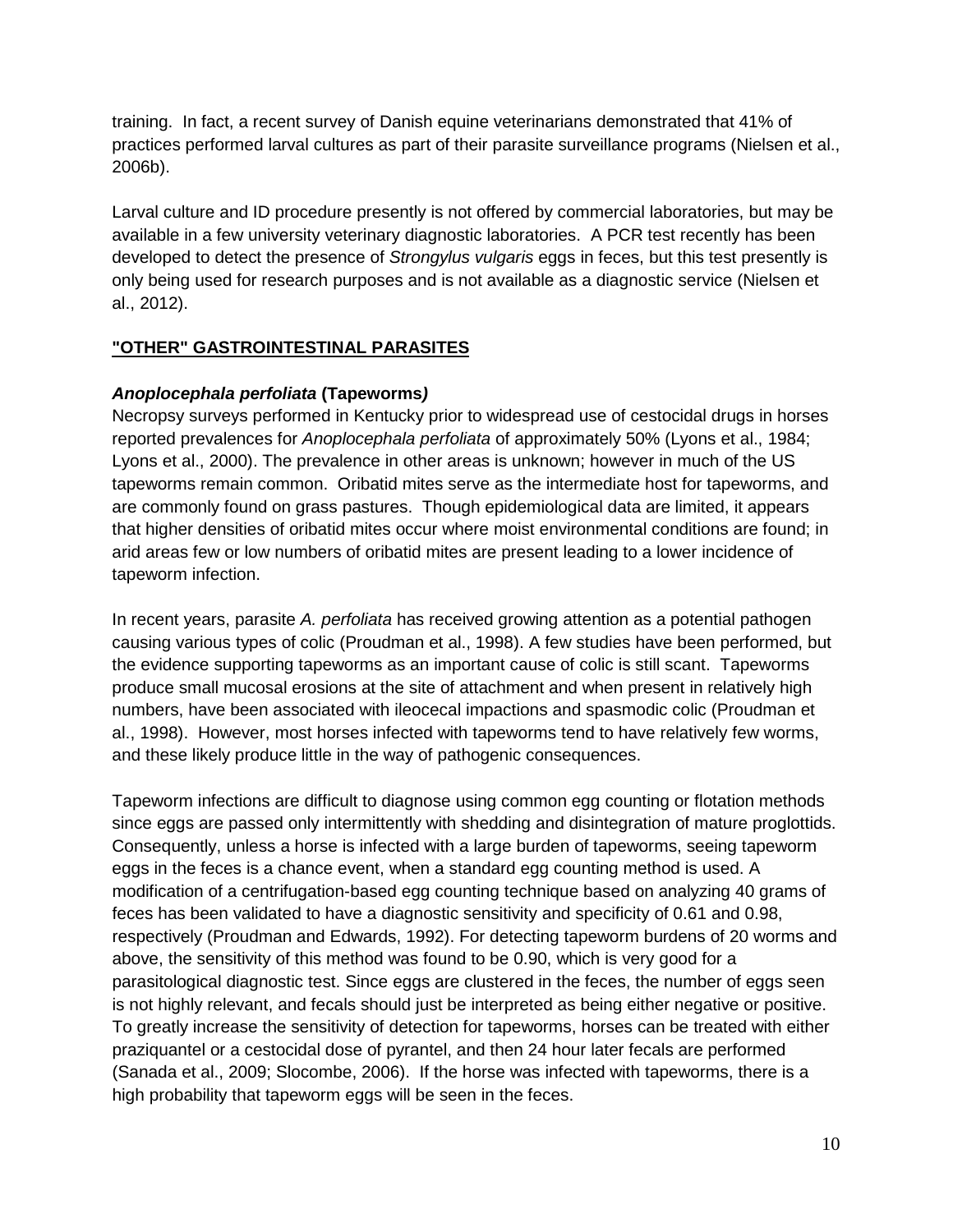training. In fact, a recent survey of Danish equine veterinarians demonstrated that 41% of practices performed larval cultures as part of their parasite surveillance programs (Nielsen et al., 2006b).

Larval culture and ID procedure presently is not offered by commercial laboratories, but may be available in a few university veterinary diagnostic laboratories. A PCR test recently has been developed to detect the presence of *Strongylus vulgaris* eggs in feces, but this test presently is only being used for research purposes and is not available as a diagnostic service (Nielsen et al., 2012).

## "OTHER" GASTROINTESTINAL PARASITES

### *Anoplocephala perfoliata* (Tapeworms)

Necropsy surveys performed in Kentucky prior to widespread use of cestocidal drugs in horses reported prevalences for *Anoplocephala perfoliata* of approximately 50% (Lyons et al., 1984; Lyons et al., 2000). The prevalence in other areas is unknown; however in much of the US tapeworms remain common. Oribatid mites serve as the intermediate host for tapeworms, and are commonly found on grass pastures. Though epidemiological data are limited, it appears that higher densities of oribatid mites occur where moist environmental conditions are found; in arid areas few or low numbers of oribatid mites are present leading to a lower incidence of tapeworm infection.

In recent years, parasite *A. perfoliata* has received growing attention as a potential pathogen causing various types of colic (Proudman et al., 1998). A few studies have been performed, but the evidence supporting tapeworms as an important cause of colic is still scant. Tapeworms produce small mucosal erosions at the site of attachment and when present in relatively high numbers, have been associated with ileocecal impactions and spasmodic colic (Proudman et al., 1998). However, most horses infected with tapeworms tend to have relatively few worms, and these likely produce little in the way of pathogenic consequences.

Tapeworm infections are difficult to diagnose using common egg counting or flotation methods since eggs are passed only intermittently with shedding and disintegration of mature proglottids. Consequently, unless a horse is infected with a large burden of tapeworms, seeing tapeworm eggs in the feces is a chance event, when a standard egg counting method is used. A modification of a centrifugation-based egg counting technique based on analyzing 40 grams of feces has been validated to have a diagnostic sensitivity and specificity of 0.61 and 0.98, respectively (Proudman and Edwards, 1992). For detecting tapeworm burdens of 20 worms and above, the sensitivity of this method was found to be 0.90, which is very good for a parasitological diagnostic test. Since eggs are clustered in the feces, the number of eggs seen is not highly relevant, and fecals should just be interpreted as being either negative or positive. To greatly increase the sensitivity of detection for tapeworms, horses can be treated with either praziquantel or a cestocidal dose of pyrantel, and then 24 hour later fecals are performed (Sanada et al., 2009; Slocombe, 2006). If the horse was infected with tapeworms, there is a high probability that tapeworm eggs will be seen in the feces.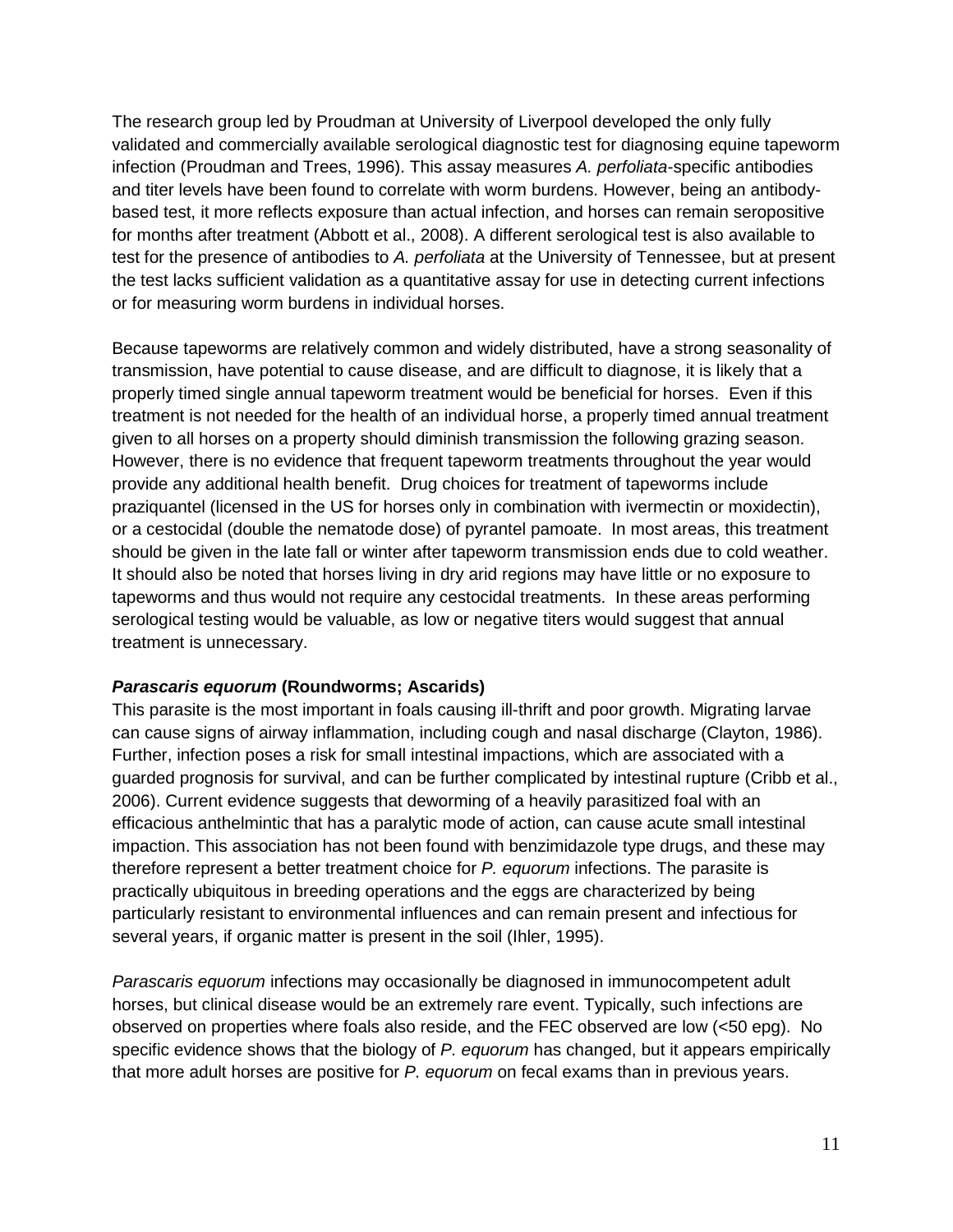The research group led by Proudman at University of Liverpool developed the only fully validated and commercially available serological diagnostic test for diagnosing equine tapeworm infection (Proudman and Trees, 1996). This assay measures *A. perfoliata*-specific antibodies and titer levels have been found to correlate with worm burdens. However, being an antibody-based test, it more reflects exposure than actual infection, and horses can remain seropositive for months after treatment (Abbott et al., 2008). A different serological test is also available to test for the presence of antibodies to *A. perfoliata* at the University of Tennessee, but at present the test lacks sufficient validation as a quantitative assay for use in detecting current infections or for measuring worm burdens in individual horses.

Because tapeworms are relatively common and widely distributed, have a strong seasonality of transmission, have potential to cause disease, and are difficult to diagnose, it is likely that a properly timed single annual tapeworm treatment would be beneficial for horses. Even if this treatment is not needed for the health of an individual horse, a properly timed annual treatment given to all horses on a property should diminish transmission the following grazing season. However, there is no evidence that frequent tapeworm treatments throughout the year would provide any additional health benefit. Drug choices for treatment of tapeworms include praziquantel (licensed in the US for horses only in combination with ivermectin or moxidectin), or a cestocidal (double the nematode dose) of pyrantel pamoate. In most areas, this treatment should be given in the late fall or winter after tapeworm transmission ends due to cold weather. It should also be noted that horses living in dry arid regions may have little or no exposure to tapeworms and thus would not require any cestocidal treatments. In these areas performing serological testing would be valuable, as low or negative titers would suggest that annual treatment is unnecessary.

### ***Parascaris equorum*** **(Roundworms; Ascarids)**

This parasite is the most important in foals causing ill-thrift and poor growth. Migrating larvae can cause signs of airway inflammation, including cough and nasal discharge (Clayton, 1986). Further, infection poses a risk for small intestinal impactions, which are associated with a guarded prognosis for survival, and can be further complicated by intestinal rupture (Cribb et al., 2006). Current evidence suggests that deworming of a heavily parasitized foal with an efficacious anthelmintic that has a paralytic mode of action, can cause acute small intestinal impaction. This association has not been found with benzimidazole type drugs, and these may therefore represent a better treatment choice for *P. equorum* infections. The parasite is practically ubiquitous in breeding operations and the eggs are characterized by being particularly resistant to environmental influences and can remain present and infectious for several years, if organic matter is present in the soil (Ihler, 1995).

*Parascaris equorum* infections may occasionally be diagnosed in immunocompetent adult horses, but clinical disease would be an extremely rare event. Typically, such infections are observed on properties where foals also reside, and the FEC observed are low (<50 epg). No specific evidence shows that the biology of *P. equorum* has changed, but it appears empirically that more adult horses are positive for *P. equorum* on fecal exams than in previous years.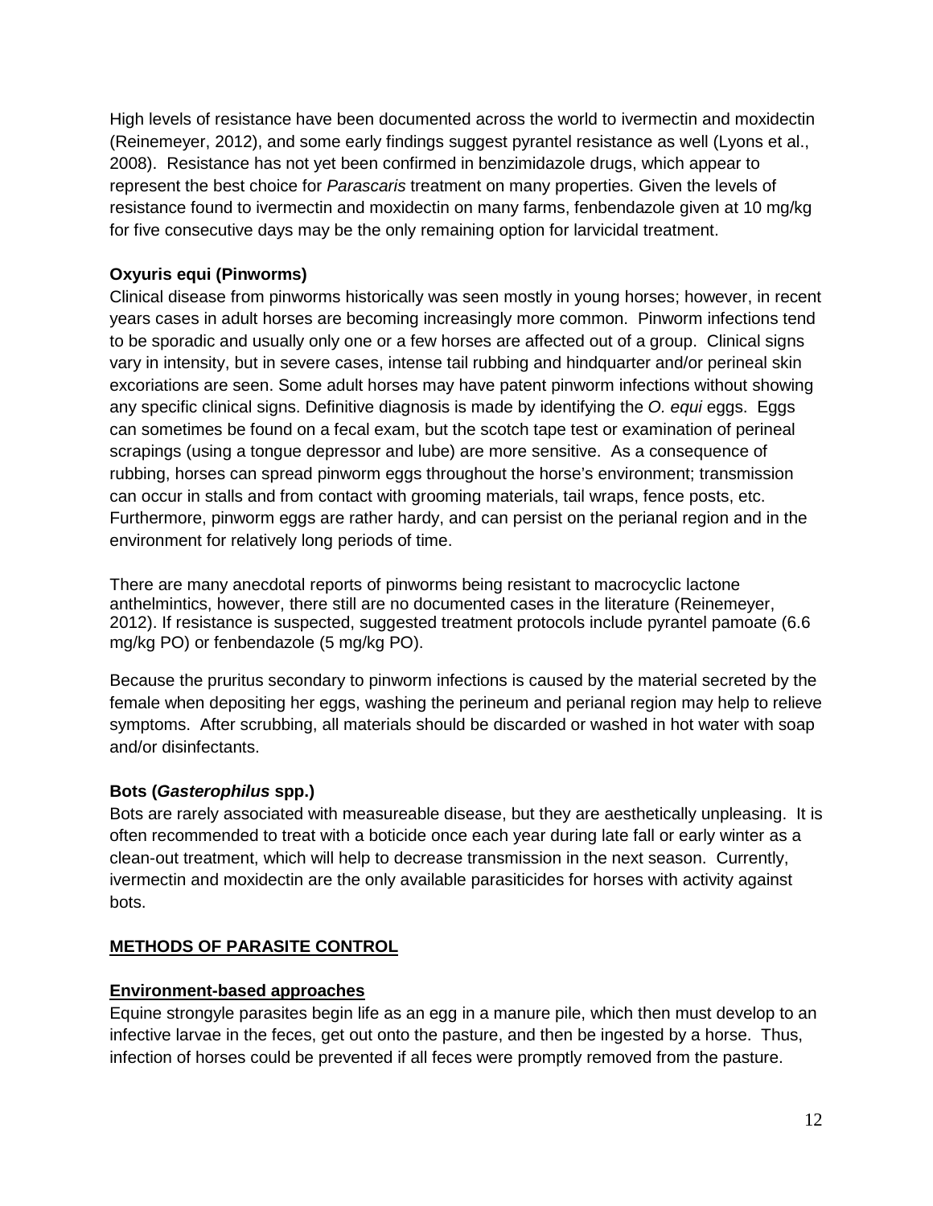High levels of resistance have been documented across the world to ivermectin and moxidectin (Reinemeyer, 2012), and some early findings suggest pyrantel resistance as well (Lyons et al., 2008). Resistance has not yet been confirmed in benzimidazole drugs, which appear to represent the best choice for *Parascaris* treatment on many properties. Given the levels of resistance found to ivermectin and moxidectin on many farms, fenbendazole given at 10 mg/kg for five consecutive days may be the only remaining option for larvicidal treatment.

### Oxyuris equi (Pinworms)

Clinical disease from pinworms historically was seen mostly in young horses; however, in recent years cases in adult horses are becoming increasingly more common. Pinworm infections tend to be sporadic and usually only one or a few horses are affected out of a group. Clinical signs vary in intensity, but in severe cases, intense tail rubbing and hindquarter and/or perineal skin excoriations are seen. Some adult horses may have patent pinworm infections without showing any specific clinical signs. Definitive diagnosis is made by identifying the *O. equi* eggs. Eggs can sometimes be found on a fecal exam, but the scotch tape test or examination of perineal scrapings (using a tongue depressor and lube) are more sensitive. As a consequence of rubbing, horses can spread pinworm eggs throughout the horse's environment; transmission can occur in stalls and from contact with grooming materials, tail wraps, fence posts, etc. Furthermore, pinworm eggs are rather hardy, and can persist on the perianal region and in the environment for relatively long periods of time.

There are many anecdotal reports of pinworms being resistant to macrocyclic lactone anthelmintics, however, there still are no documented cases in the literature (Reinemeyer, 2012). If resistance is suspected, suggested treatment protocols include pyrantel pamoate (6.6 mg/kg PO) or fenbendazole (5 mg/kg PO).

Because the pruritus secondary to pinworm infections is caused by the material secreted by the female when depositing her eggs, washing the perineum and perianal region may help to relieve symptoms. After scrubbing, all materials should be discarded or washed in hot water with soap and/or disinfectants.

### Bots (*Gasterophilus* spp.)

Bots are rarely associated with measureable disease, but they are aesthetically unpleasing. It is often recommended to treat with a boticide once each year during late fall or early winter as a clean-out treatment, which will help to decrease transmission in the next season. Currently, ivermectin and moxidectin are the only available parasiticides for horses with activity against bots.

## METHODS OF PARASITE CONTROL

### Environment-based approaches

Equine strongyle parasites begin life as an egg in a manure pile, which then must develop to an infective larvae in the feces, get out onto the pasture, and then be ingested by a horse. Thus, infection of horses could be prevented if all feces were promptly removed from the pasture.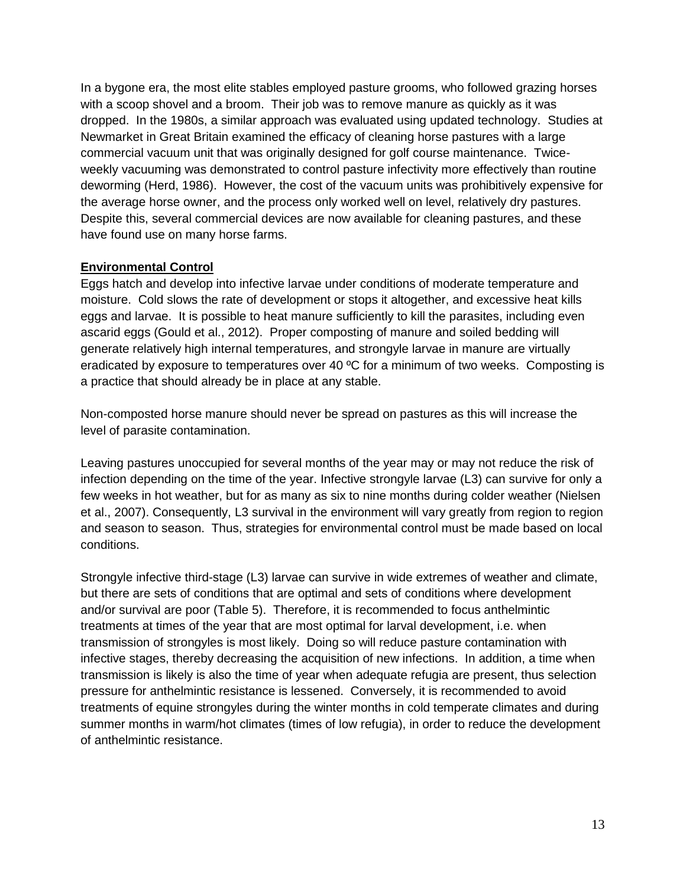In a bygone era, the most elite stables employed pasture grooms, who followed grazing horses with a scoop shovel and a broom. Their job was to remove manure as quickly as it was dropped. In the 1980s, a similar approach was evaluated using updated technology. Studies at Newmarket in Great Britain examined the efficacy of cleaning horse pastures with a large commercial vacuum unit that was originally designed for golf course maintenance. Twice-weekly vacuuming was demonstrated to control pasture infectivity more effectively than routine deworming (Herd, 1986). However, the cost of the vacuum units was prohibitively expensive for the average horse owner, and the process only worked well on level, relatively dry pastures. Despite this, several commercial devices are now available for cleaning pastures, and these have found use on many horse farms.

## Environmental Control

Eggs hatch and develop into infective larvae under conditions of moderate temperature and moisture. Cold slows the rate of development or stops it altogether, and excessive heat kills eggs and larvae. It is possible to heat manure sufficiently to kill the parasites, including even ascarid eggs (Gould et al., 2012). Proper composting of manure and soiled bedding will generate relatively high internal temperatures, and strongyle larvae in manure are virtually eradicated by exposure to temperatures over 40 ºC for a minimum of two weeks. Composting is a practice that should already be in place at any stable.

Non-composted horse manure should never be spread on pastures as this will increase the level of parasite contamination.

Leaving pastures unoccupied for several months of the year may or may not reduce the risk of infection depending on the time of the year. Infective strongyle larvae (L3) can survive for only a few weeks in hot weather, but for as many as six to nine months during colder weather (Nielsen et al., 2007). Consequently, L3 survival in the environment will vary greatly from region to region and season to season. Thus, strategies for environmental control must be made based on local conditions.

Strongyle infective third-stage (L3) larvae can survive in wide extremes of weather and climate, but there are sets of conditions that are optimal and sets of conditions where development and/or survival are poor (Table 5). Therefore, it is recommended to focus anthelmintic treatments at times of the year that are most optimal for larval development, i.e. when transmission of strongyles is most likely. Doing so will reduce pasture contamination with infective stages, thereby decreasing the acquisition of new infections. In addition, a time when transmission is likely is also the time of year when adequate refugia are present, thus selection pressure for anthelmintic resistance is lessened. Conversely, it is recommended to avoid treatments of equine strongyles during the winter months in cold temperate climates and during summer months in warm/hot climates (times of low refugia), in order to reduce the development of anthelmintic resistance.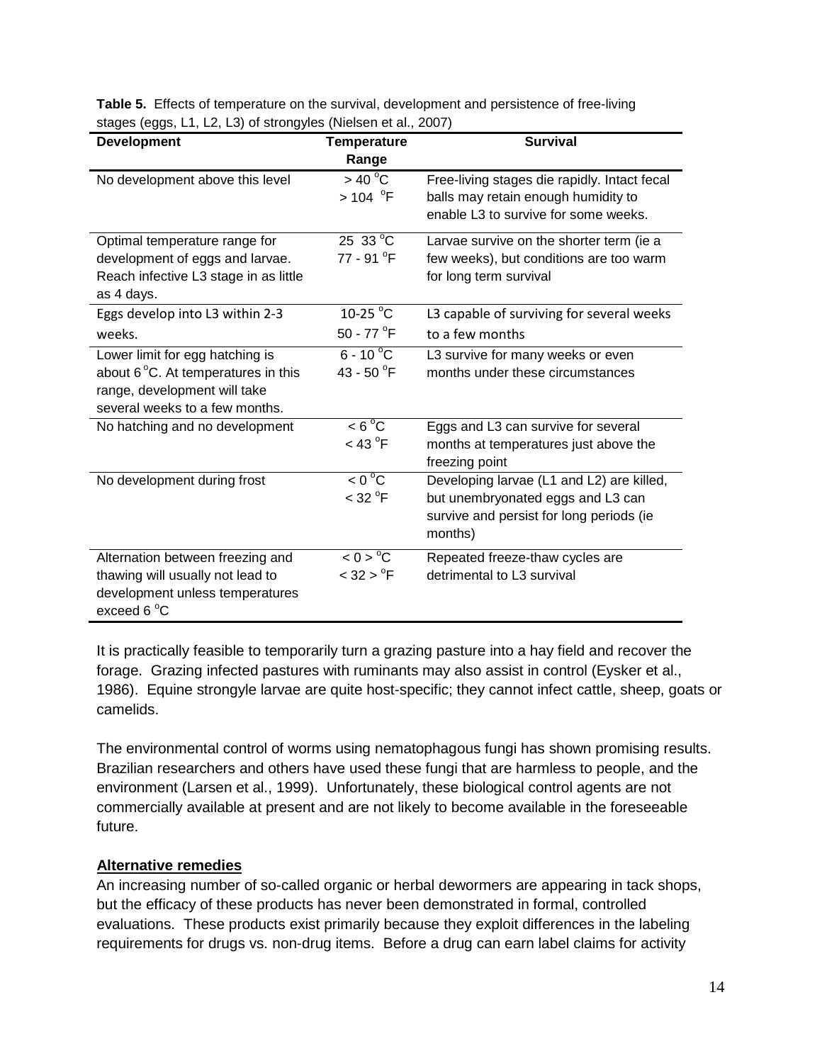**Table 5.** Effects of temperature on the survival, development and persistence of free-living stages (eggs, L1, L2, L3) of strongyles (Nielsen et al., 2007)

| Development | Temperature Range | Survival |
|---|---|---|
| No development above this level | > 40 °C<br>> 104 °F | Free-living stages die rapidly. Intact fecal balls may retain enough humidity to enable L3 to survive for some weeks. |
| Optimal temperature range for development of eggs and larvae. Reach infective L3 stage in as little as 4 days. | 25 33 °C<br>77 - 91 °F | Larvae survive on the shorter term (ie a few weeks), but conditions are too warm for long term survival |
| Eggs develop into L3 within 2-3 weeks. | 10-25 °C<br>50 - 77 °F | L3 capable of surviving for several weeks to a few months |
| Lower limit for egg hatching is about 6 °C. At temperatures in this range, development will take several weeks to a few months. | 6 - 10 °C<br>43 - 50 °F | L3 survive for many weeks or even months under these circumstances |
| No hatching and no development | < 6 °C<br>< 43 °F | Eggs and L3 can survive for several months at temperatures just above the freezing point |
| No development during frost | < 0 °C<br>< 32 °F | Developing larvae (L1 and L2) are killed, but unembryonated eggs and L3 can survive and persist for long periods (ie months) |
| Alternation between freezing and thawing will usually not lead to development unless temperatures exceed 6 °C | < 0 > °C<br>< 32 > °F | Repeated freeze-thaw cycles are detrimental to L3 survival |

It is practically feasible to temporarily turn a grazing pasture into a hay field and recover the forage. Grazing infected pastures with ruminants may also assist in control (Eysker et al., 1986). Equine strongyle larvae are quite host-specific; they cannot infect cattle, sheep, goats or camelids.

The environmental control of worms using nematophagous fungi has shown promising results. Brazilian researchers and others have used these fungi that are harmless to people, and the environment (Larsen et al., 1999). Unfortunately, these biological control agents are not commercially available at present and are not likely to become available in the foreseeable future.

**Alternative remedies**

An increasing number of so-called organic or herbal dewormers are appearing in tack shops, but the efficacy of these products has never been demonstrated in formal, controlled evaluations. These products exist primarily because they exploit differences in the labeling requirements for drugs vs. non-drug items. Before a drug can earn label claims for activity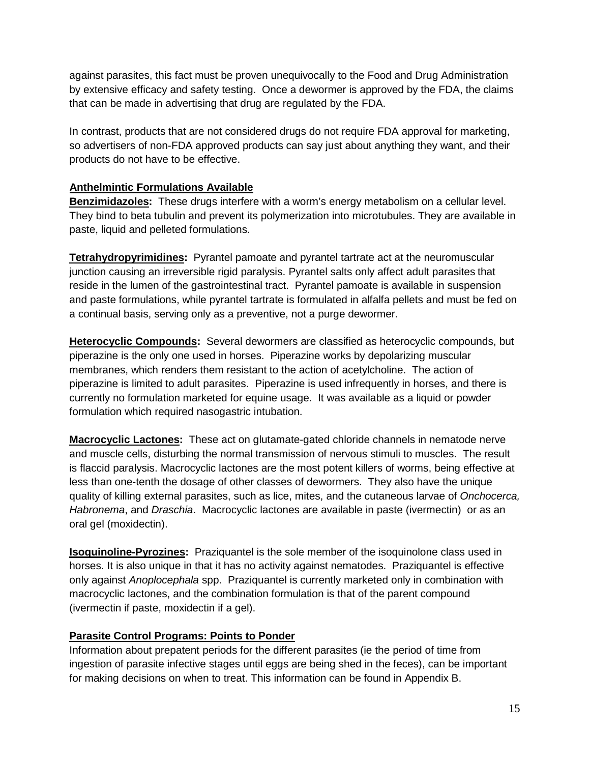against parasites, this fact must be proven unequivocally to the Food and Drug Administration by extensive efficacy and safety testing. Once a dewormer is approved by the FDA, the claims that can be made in advertising that drug are regulated by the FDA.

In contrast, products that are not considered drugs do not require FDA approval for marketing, so advertisers of non-FDA approved products can say just about anything they want, and their products do not have to be effective.

## Anthelmintic Formulations Available

**Benzimidazoles:** These drugs interfere with a worm's energy metabolism on a cellular level. They bind to beta tubulin and prevent its polymerization into microtubules. They are available in paste, liquid and pelleted formulations.

**Tetrahydropyrimidines:** Pyrantel pamoate and pyrantel tartrate act at the neuromuscular junction causing an irreversible rigid paralysis. Pyrantel salts only affect adult parasites that reside in the lumen of the gastrointestinal tract. Pyrantel pamoate is available in suspension and paste formulations, while pyrantel tartrate is formulated in alfalfa pellets and must be fed on a continual basis, serving only as a preventive, not a purge dewormer.

**Heterocyclic Compounds:** Several dewormers are classified as heterocyclic compounds, but piperazine is the only one used in horses. Piperazine works by depolarizing muscular membranes, which renders them resistant to the action of acetylcholine. The action of piperazine is limited to adult parasites. Piperazine is used infrequently in horses, and there is currently no formulation marketed for equine usage. It was available as a liquid or powder formulation which required nasogastric intubation.

**Macrocyclic Lactones:** These act on glutamate-gated chloride channels in nematode nerve and muscle cells, disturbing the normal transmission of nervous stimuli to muscles. The result is flaccid paralysis. Macrocyclic lactones are the most potent killers of worms, being effective at less than one-tenth the dosage of other classes of dewormers. They also have the unique quality of killing external parasites, such as lice, mites, and the cutaneous larvae of *Onchocerca, Habronema*, and *Draschia*. Macrocyclic lactones are available in paste (ivermectin) or as an oral gel (moxidectin).

**Isoquinoline-Pyrozines:** Praziquantel is the sole member of the isoquinolone class used in horses. It is also unique in that it has no activity against nematodes. Praziquantel is effective only against *Anoplocephala* spp. Praziquantel is currently marketed only in combination with macrocyclic lactones, and the combination formulation is that of the parent compound (ivermectin if paste, moxidectin if a gel).

## Parasite Control Programs: Points to Ponder

Information about prepatent periods for the different parasites (ie the period of time from ingestion of parasite infective stages until eggs are being shed in the feces), can be important for making decisions on when to treat. This information can be found in Appendix B.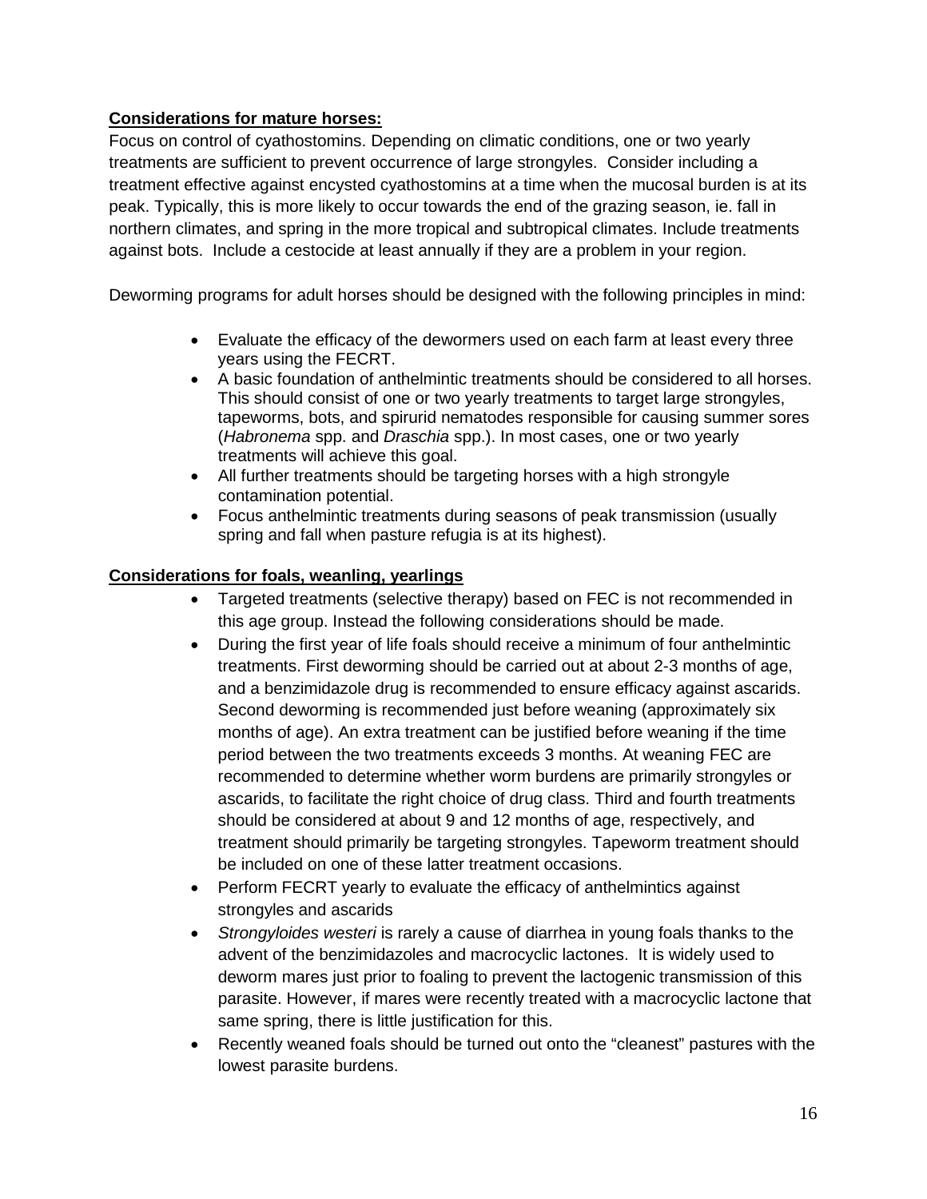**Considerations for mature horses:**

Focus on control of cyathostomins. Depending on climatic conditions, one or two yearly treatments are sufficient to prevent occurrence of large strongyles. Consider including a treatment effective against encysted cyathostomins at a time when the mucosal burden is at its peak. Typically, this is more likely to occur towards the end of the grazing season, ie. fall in northern climates, and spring in the more tropical and subtropical climates. Include treatments against bots. Include a cestocide at least annually if they are a problem in your region.

Deworming programs for adult horses should be designed with the following principles in mind:

- Evaluate the efficacy of the dewormers used on each farm at least every three years using the FECRT.
- A basic foundation of anthelmintic treatments should be considered to all horses. This should consist of one or two yearly treatments to target large strongyles, tapeworms, bots, and spirurid nematodes responsible for causing summer sores (*Habronema* spp. and *Draschia* spp.). In most cases, one or two yearly treatments will achieve this goal.
- All further treatments should be targeting horses with a high strongyle contamination potential.
- Focus anthelmintic treatments during seasons of peak transmission (usually spring and fall when pasture refugia is at its highest).

**Considerations for foals, weanling, yearlings**

- Targeted treatments (selective therapy) based on FEC is not recommended in this age group. Instead the following considerations should be made.
- During the first year of life foals should receive a minimum of four anthelmintic treatments. First deworming should be carried out at about 2-3 months of age, and a benzimidazole drug is recommended to ensure efficacy against ascarids. Second deworming is recommended just before weaning (approximately six months of age). An extra treatment can be justified before weaning if the time period between the two treatments exceeds 3 months. At weaning FEC are recommended to determine whether worm burdens are primarily strongyles or ascarids, to facilitate the right choice of drug class. Third and fourth treatments should be considered at about 9 and 12 months of age, respectively, and treatment should primarily be targeting strongyles. Tapeworm treatment should be included on one of these latter treatment occasions.
- Perform FECRT yearly to evaluate the efficacy of anthelmintics against strongyles and ascarids
- *Strongyloides westeri* is rarely a cause of diarrhea in young foals thanks to the advent of the benzimidazoles and macrocyclic lactones. It is widely used to deworm mares just prior to foaling to prevent the lactogenic transmission of this parasite. However, if mares were recently treated with a macrocyclic lactone that same spring, there is little justification for this.
- Recently weaned foals should be turned out onto the "cleanest" pastures with the lowest parasite burdens.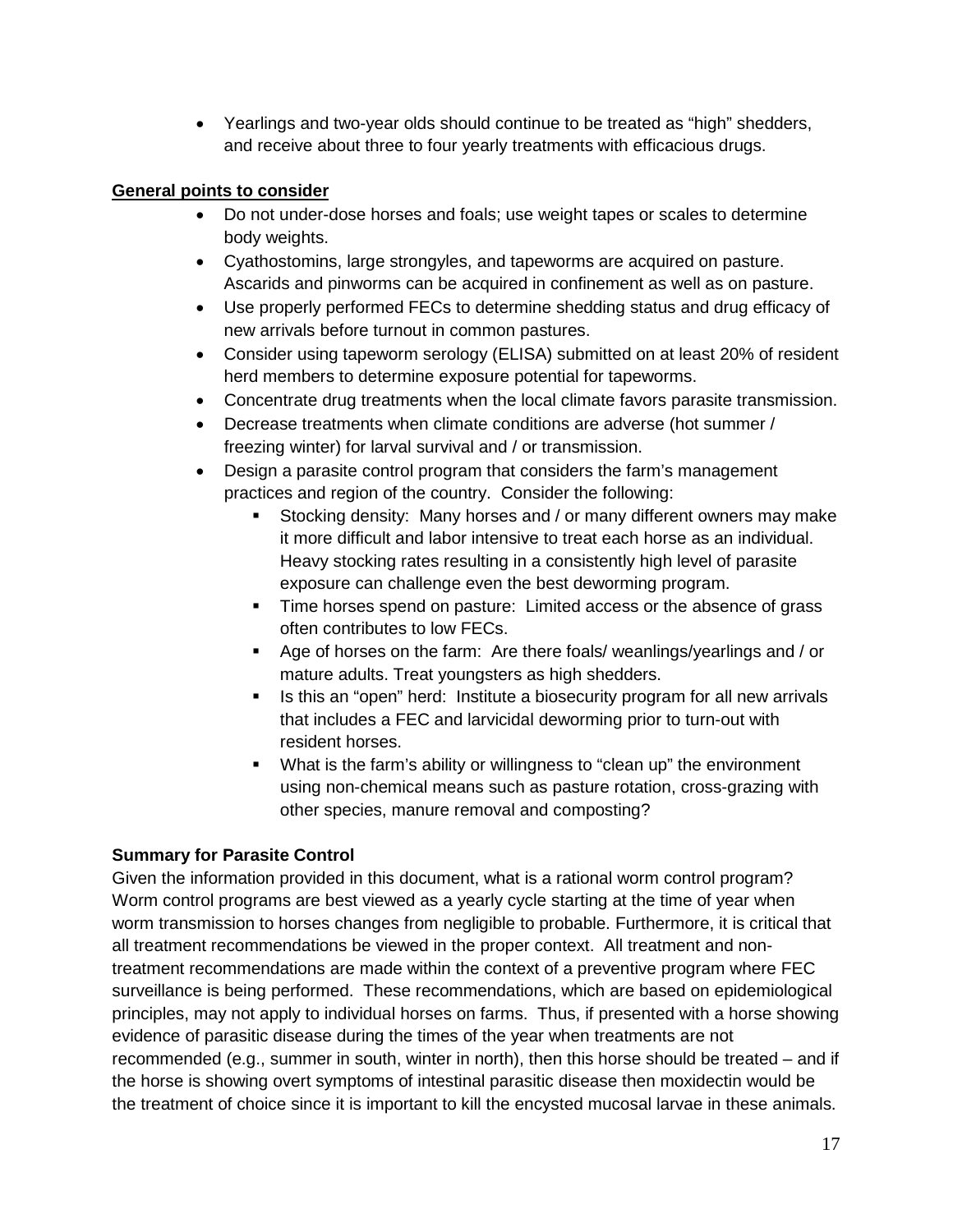- Yearlings and two-year olds should continue to be treated as "high" shedders, and receive about three to four yearly treatments with efficacious drugs.

**General points to consider**

- Do not under-dose horses and foals; use weight tapes or scales to determine body weights.
- Cyathostomins, large strongyles, and tapeworms are acquired on pasture. Ascarids and pinworms can be acquired in confinement as well as on pasture.
- Use properly performed FECs to determine shedding status and drug efficacy of new arrivals before turnout in common pastures.
- Consider using tapeworm serology (ELISA) submitted on at least 20% of resident herd members to determine exposure potential for tapeworms.
- Concentrate drug treatments when the local climate favors parasite transmission.
- Decrease treatments when climate conditions are adverse (hot summer / freezing winter) for larval survival and / or transmission.
- Design a parasite control program that considers the farm's management practices and region of the country. Consider the following:
  - Stocking density: Many horses and / or many different owners may make it more difficult and labor intensive to treat each horse as an individual. Heavy stocking rates resulting in a consistently high level of parasite exposure can challenge even the best deworming program.
  - Time horses spend on pasture: Limited access or the absence of grass often contributes to low FECs.
  - Age of horses on the farm: Are there foals/ weanlings/yearlings and / or mature adults. Treat youngsters as high shedders.
  - Is this an "open" herd: Institute a biosecurity program for all new arrivals that includes a FEC and larvicidal deworming prior to turn-out with resident horses.
  - What is the farm's ability or willingness to "clean up" the environment using non-chemical means such as pasture rotation, cross-grazing with other species, manure removal and composting?

**Summary for Parasite Control**

Given the information provided in this document, what is a rational worm control program? Worm control programs are best viewed as a yearly cycle starting at the time of year when worm transmission to horses changes from negligible to probable. Furthermore, it is critical that all treatment recommendations be viewed in the proper context. All treatment and non-treatment recommendations are made within the context of a preventive program where FEC surveillance is being performed. These recommendations, which are based on epidemiological principles, may not apply to individual horses on farms. Thus, if presented with a horse showing evidence of parasitic disease during the times of the year when treatments are not recommended (e.g., summer in south, winter in north), then this horse should be treated – and if the horse is showing overt symptoms of intestinal parasitic disease then moxidectin would be the treatment of choice since it is important to kill the encysted mucosal larvae in these animals.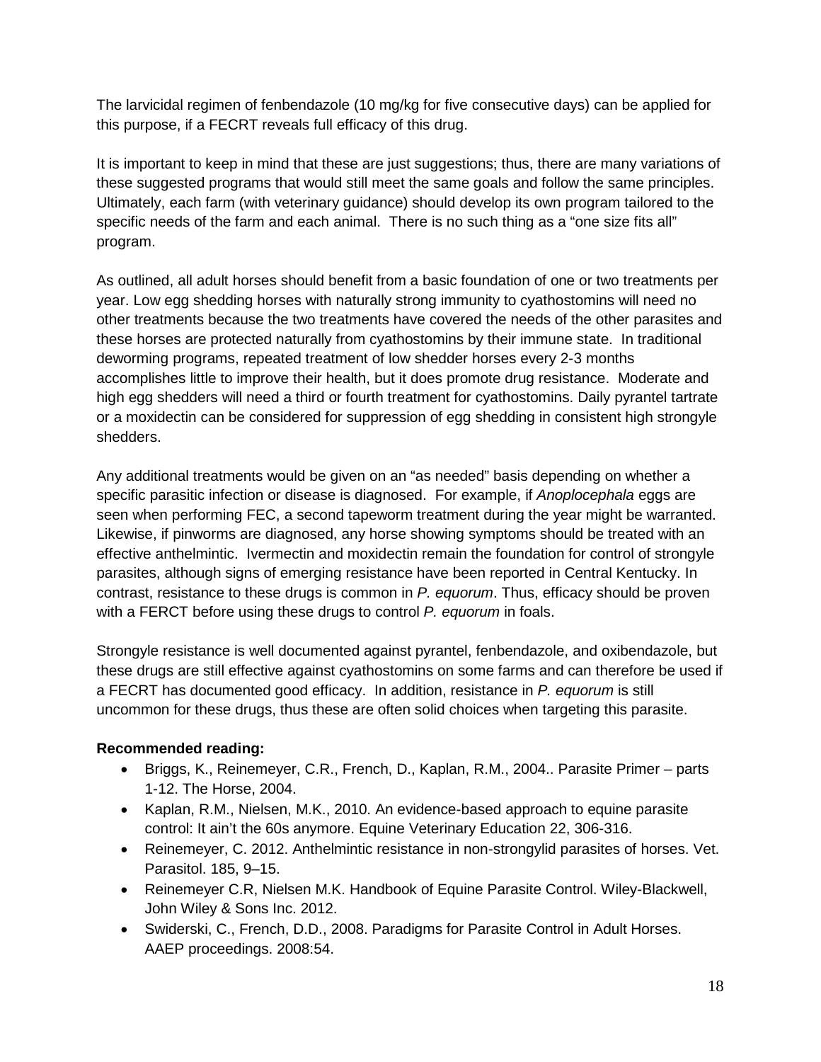The larvicidal regimen of fenbendazole (10 mg/kg for five consecutive days) can be applied for this purpose, if a FECRT reveals full efficacy of this drug.

It is important to keep in mind that these are just suggestions; thus, there are many variations of these suggested programs that would still meet the same goals and follow the same principles. Ultimately, each farm (with veterinary guidance) should develop its own program tailored to the specific needs of the farm and each animal. There is no such thing as a "one size fits all" program.

As outlined, all adult horses should benefit from a basic foundation of one or two treatments per year. Low egg shedding horses with naturally strong immunity to cyathostomins will need no other treatments because the two treatments have covered the needs of the other parasites and these horses are protected naturally from cyathostomins by their immune state. In traditional deworming programs, repeated treatment of low shedder horses every 2-3 months accomplishes little to improve their health, but it does promote drug resistance. Moderate and high egg shedders will need a third or fourth treatment for cyathostomins. Daily pyrantel tartrate or a moxidectin can be considered for suppression of egg shedding in consistent high strongyle shedders.

Any additional treatments would be given on an "as needed" basis depending on whether a specific parasitic infection or disease is diagnosed. For example, if *Anoplocephala* eggs are seen when performing FEC, a second tapeworm treatment during the year might be warranted. Likewise, if pinworms are diagnosed, any horse showing symptoms should be treated with an effective anthelmintic. Ivermectin and moxidectin remain the foundation for control of strongyle parasites, although signs of emerging resistance have been reported in Central Kentucky. In contrast, resistance to these drugs is common in *P. equorum*. Thus, efficacy should be proven with a FERCT before using these drugs to control *P. equorum* in foals.

Strongyle resistance is well documented against pyrantel, fenbendazole, and oxibendazole, but these drugs are still effective against cyathostomins on some farms and can therefore be used if a FECRT has documented good efficacy. In addition, resistance in *P. equorum* is still uncommon for these drugs, thus these are often solid choices when targeting this parasite.

**Recommended reading:**

- Briggs, K., Reinemeyer, C.R., French, D., Kaplan, R.M., 2004.. Parasite Primer – parts 1-12. The Horse, 2004.
- Kaplan, R.M., Nielsen, M.K., 2010. An evidence-based approach to equine parasite control: It ain't the 60s anymore. Equine Veterinary Education 22, 306-316.
- Reinemeyer, C. 2012. Anthelmintic resistance in non-strongylid parasites of horses. Vet. Parasitol. 185, 9–15.
- Reinemeyer C.R, Nielsen M.K. Handbook of Equine Parasite Control. Wiley-Blackwell, John Wiley & Sons Inc. 2012.
- Swiderski, C., French, D.D., 2008. Paradigms for Parasite Control in Adult Horses. AAEP proceedings. 2008:54.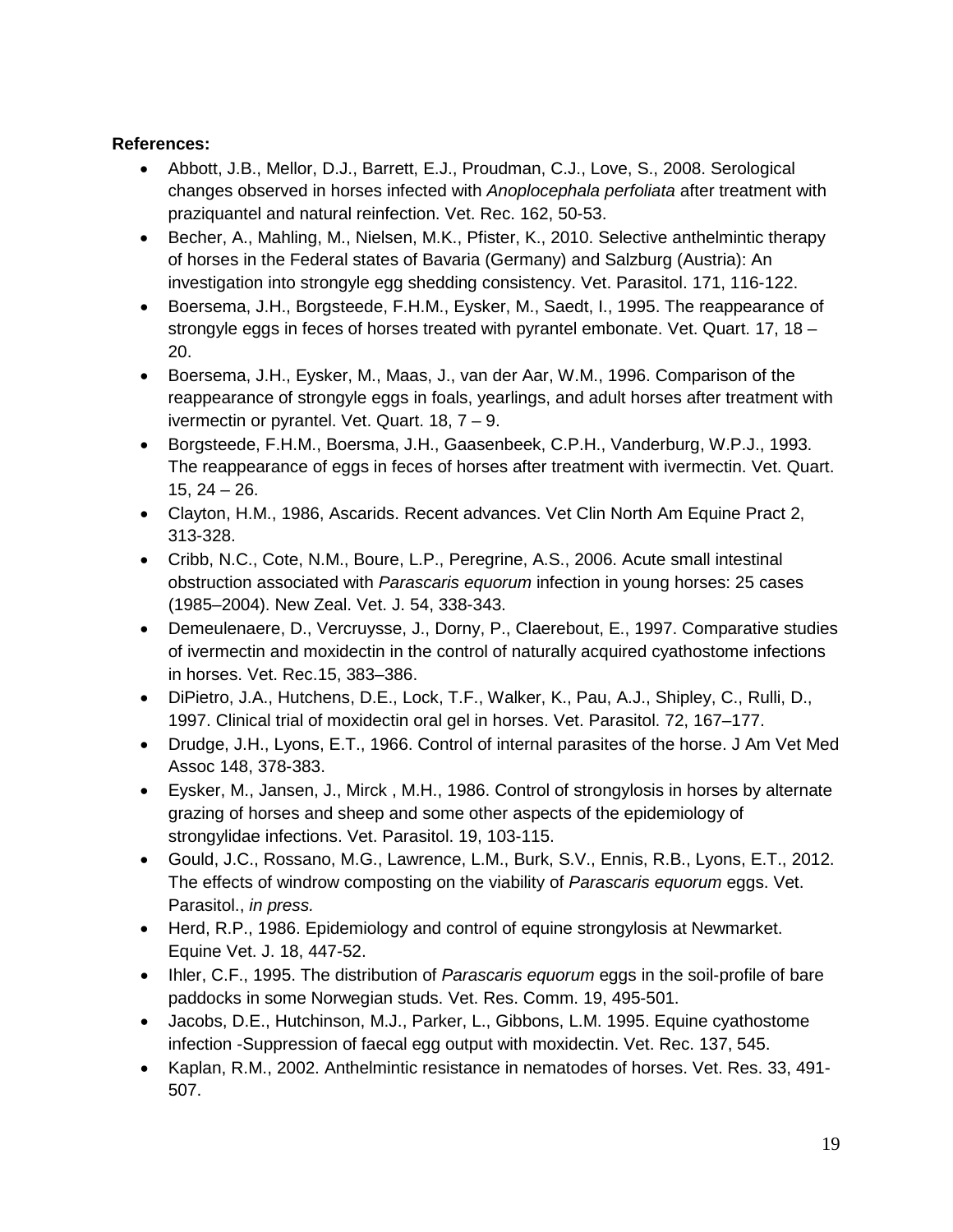**References:**

- Abbott, J.B., Mellor, D.J., Barrett, E.J., Proudman, C.J., Love, S., 2008. Serological changes observed in horses infected with *Anoplocephala perfoliata* after treatment with praziquantel and natural reinfection. Vet. Rec. 162, 50-53.
- Becher, A., Mahling, M., Nielsen, M.K., Pfister, K., 2010. Selective anthelmintic therapy of horses in the Federal states of Bavaria (Germany) and Salzburg (Austria): An investigation into strongyle egg shedding consistency. Vet. Parasitol. 171, 116-122.
- Boersema, J.H., Borgsteede, F.H.M., Eysker, M., Saedt, I., 1995. The reappearance of strongyle eggs in feces of horses treated with pyrantel embonate. Vet. Quart. 17, 18 – 20.
- Boersema, J.H., Eysker, M., Maas, J., van der Aar, W.M., 1996. Comparison of the reappearance of strongyle eggs in foals, yearlings, and adult horses after treatment with ivermectin or pyrantel. Vet. Quart. 18, 7 – 9.
- Borgsteede, F.H.M., Boersma, J.H., Gaasenbeek, C.P.H., Vanderburg, W.P.J., 1993. The reappearance of eggs in feces of horses after treatment with ivermectin. Vet. Quart. 15, 24 – 26.
- Clayton, H.M., 1986, Ascarids. Recent advances. Vet Clin North Am Equine Pract 2, 313-328.
- Cribb, N.C., Cote, N.M., Boure, L.P., Peregrine, A.S., 2006. Acute small intestinal obstruction associated with *Parascaris equorum* infection in young horses: 25 cases (1985–2004). New Zeal. Vet. J. 54, 338-343.
- Demeulenaere, D., Vercruysse, J., Dorny, P., Claerebout, E., 1997. Comparative studies of ivermectin and moxidectin in the control of naturally acquired cyathostome infections in horses. Vet. Rec.15, 383–386.
- DiPietro, J.A., Hutchens, D.E., Lock, T.F., Walker, K., Pau, A.J., Shipley, C., Rulli, D., 1997. Clinical trial of moxidectin oral gel in horses. Vet. Parasitol. 72, 167–177.
- Drudge, J.H., Lyons, E.T., 1966. Control of internal parasites of the horse. J Am Vet Med Assoc 148, 378-383.
- Eysker, M., Jansen, J., Mirck , M.H., 1986. Control of strongylosis in horses by alternate grazing of horses and sheep and some other aspects of the epidemiology of strongylidae infections. Vet. Parasitol. 19, 103-115.
- Gould, J.C., Rossano, M.G., Lawrence, L.M., Burk, S.V., Ennis, R.B., Lyons, E.T., 2012. The effects of windrow composting on the viability of *Parascaris equorum* eggs. Vet. Parasitol., *in press.*
- Herd, R.P., 1986. Epidemiology and control of equine strongylosis at Newmarket. Equine Vet. J. 18, 447-52.
- Ihler, C.F., 1995. The distribution of *Parascaris equorum* eggs in the soil-profile of bare paddocks in some Norwegian studs. Vet. Res. Comm. 19, 495-501.
- Jacobs, D.E., Hutchinson, M.J., Parker, L., Gibbons, L.M. 1995. Equine cyathostome infection -Suppression of faecal egg output with moxidectin. Vet. Rec. 137, 545.
- Kaplan, R.M., 2002. Anthelmintic resistance in nematodes of horses. Vet. Res. 33, 491-507.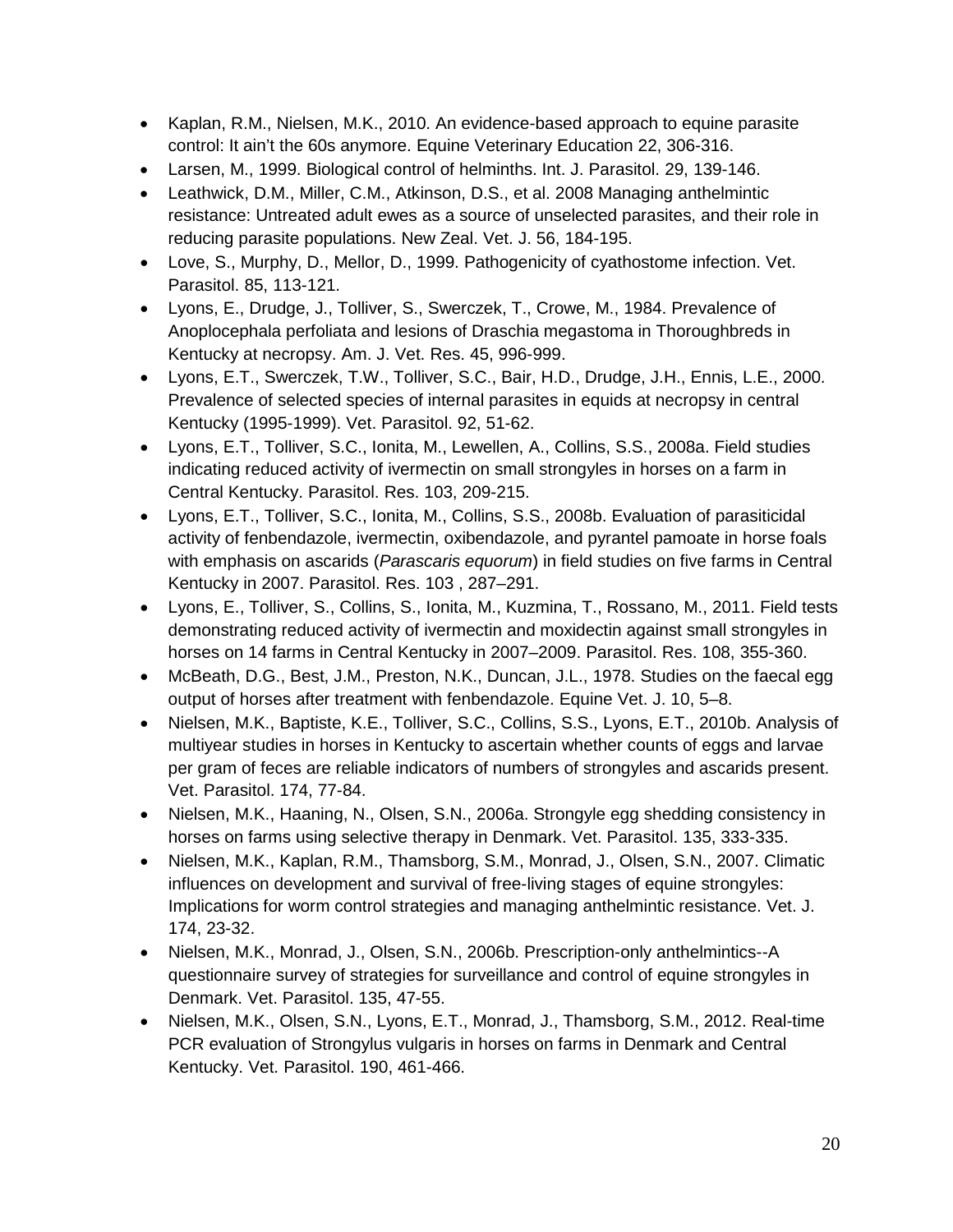- Kaplan, R.M., Nielsen, M.K., 2010. An evidence-based approach to equine parasite control: It ain't the 60s anymore. Equine Veterinary Education 22, 306-316.
- Larsen, M., 1999. Biological control of helminths. Int. J. Parasitol. 29, 139-146.
- Leathwick, D.M., Miller, C.M., Atkinson, D.S., et al. 2008 Managing anthelmintic resistance: Untreated adult ewes as a source of unselected parasites, and their role in reducing parasite populations. New Zeal. Vet. J. 56, 184-195.
- Love, S., Murphy, D., Mellor, D., 1999. Pathogenicity of cyathostome infection. Vet. Parasitol. 85, 113-121.
- Lyons, E., Drudge, J., Tolliver, S., Swerczek, T., Crowe, M., 1984. Prevalence of Anoplocephala perfoliata and lesions of Draschia megastoma in Thoroughbreds in Kentucky at necropsy. Am. J. Vet. Res. 45, 996-999.
- Lyons, E.T., Swerczek, T.W., Tolliver, S.C., Bair, H.D., Drudge, J.H., Ennis, L.E., 2000. Prevalence of selected species of internal parasites in equids at necropsy in central Kentucky (1995-1999). Vet. Parasitol. 92, 51-62.
- Lyons, E.T., Tolliver, S.C., Ionita, M., Lewellen, A., Collins, S.S., 2008a. Field studies indicating reduced activity of ivermectin on small strongyles in horses on a farm in Central Kentucky. Parasitol. Res. 103, 209-215.
- Lyons, E.T., Tolliver, S.C., Ionita, M., Collins, S.S., 2008b. Evaluation of parasiticidal activity of fenbendazole, ivermectin, oxibendazole, and pyrantel pamoate in horse foals with emphasis on ascarids (*Parascaris equorum*) in field studies on five farms in Central Kentucky in 2007. Parasitol. Res. 103 , 287–291.
- Lyons, E., Tolliver, S., Collins, S., Ionita, M., Kuzmina, T., Rossano, M., 2011. Field tests demonstrating reduced activity of ivermectin and moxidectin against small strongyles in horses on 14 farms in Central Kentucky in 2007–2009. Parasitol. Res. 108, 355-360.
- McBeath, D.G., Best, J.M., Preston, N.K., Duncan, J.L., 1978. Studies on the faecal egg output of horses after treatment with fenbendazole. Equine Vet. J. 10, 5–8.
- Nielsen, M.K., Baptiste, K.E., Tolliver, S.C., Collins, S.S., Lyons, E.T., 2010b. Analysis of multiyear studies in horses in Kentucky to ascertain whether counts of eggs and larvae per gram of feces are reliable indicators of numbers of strongyles and ascarids present. Vet. Parasitol. 174, 77-84.
- Nielsen, M.K., Haaning, N., Olsen, S.N., 2006a. Strongyle egg shedding consistency in horses on farms using selective therapy in Denmark. Vet. Parasitol. 135, 333-335.
- Nielsen, M.K., Kaplan, R.M., Thamsborg, S.M., Monrad, J., Olsen, S.N., 2007. Climatic influences on development and survival of free-living stages of equine strongyles: Implications for worm control strategies and managing anthelmintic resistance. Vet. J. 174, 23-32.
- Nielsen, M.K., Monrad, J., Olsen, S.N., 2006b. Prescription-only anthelmintics--A questionnaire survey of strategies for surveillance and control of equine strongyles in Denmark. Vet. Parasitol. 135, 47-55.
- Nielsen, M.K., Olsen, S.N., Lyons, E.T., Monrad, J., Thamsborg, S.M., 2012. Real-time PCR evaluation of Strongylus vulgaris in horses on farms in Denmark and Central Kentucky. Vet. Parasitol. 190, 461-466.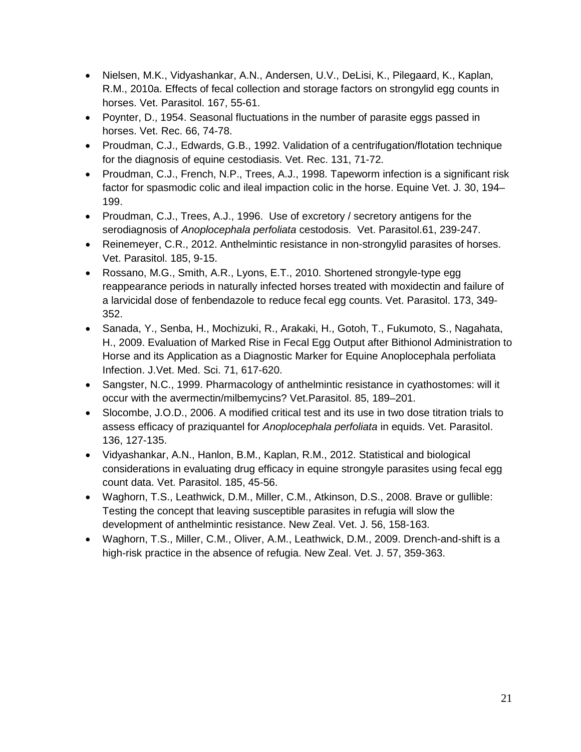- Nielsen, M.K., Vidyashankar, A.N., Andersen, U.V., DeLisi, K., Pilegaard, K., Kaplan, R.M., 2010a. Effects of fecal collection and storage factors on strongylid egg counts in horses. Vet. Parasitol. 167, 55-61.
- Poynter, D., 1954. Seasonal fluctuations in the number of parasite eggs passed in horses. Vet. Rec. 66, 74-78.
- Proudman, C.J., Edwards, G.B., 1992. Validation of a centrifugation/flotation technique for the diagnosis of equine cestodiasis. Vet. Rec. 131, 71-72.
- Proudman, C.J., French, N.P., Trees, A.J., 1998. Tapeworm infection is a significant risk factor for spasmodic colic and ileal impaction colic in the horse. Equine Vet. J. 30, 194–199.
- Proudman, C.J., Trees, A.J., 1996. Use of excretory / secretory antigens for the serodiagnosis of *Anoplocephala perfoliata* cestodosis. Vet. Parasitol.61, 239-247.
- Reinemeyer, C.R., 2012. Anthelmintic resistance in non-strongylid parasites of horses. Vet. Parasitol. 185, 9-15.
- Rossano, M.G., Smith, A.R., Lyons, E.T., 2010. Shortened strongyle-type egg reappearance periods in naturally infected horses treated with moxidectin and failure of a larvicidal dose of fenbendazole to reduce fecal egg counts. Vet. Parasitol. 173, 349-352.
- Sanada, Y., Senba, H., Mochizuki, R., Arakaki, H., Gotoh, T., Fukumoto, S., Nagahata, H., 2009. Evaluation of Marked Rise in Fecal Egg Output after Bithionol Administration to Horse and its Application as a Diagnostic Marker for Equine Anoplocephala perfoliata Infection. J.Vet. Med. Sci. 71, 617-620.
- Sangster, N.C., 1999. Pharmacology of anthelmintic resistance in cyathostomes: will it occur with the avermectin/milbemycins? Vet.Parasitol. 85, 189–201.
- Slocombe, J.O.D., 2006. A modified critical test and its use in two dose titration trials to assess efficacy of praziquantel for *Anoplocephala perfoliata* in equids. Vet. Parasitol. 136, 127-135.
- Vidyashankar, A.N., Hanlon, B.M., Kaplan, R.M., 2012. Statistical and biological considerations in evaluating drug efficacy in equine strongyle parasites using fecal egg count data. Vet. Parasitol. 185, 45-56.
- Waghorn, T.S., Leathwick, D.M., Miller, C.M., Atkinson, D.S., 2008. Brave or gullible: Testing the concept that leaving susceptible parasites in refugia will slow the development of anthelmintic resistance. New Zeal. Vet. J. 56, 158-163.
- Waghorn, T.S., Miller, C.M., Oliver, A.M., Leathwick, D.M., 2009. Drench-and-shift is a high-risk practice in the absence of refugia. New Zeal. Vet. J. 57, 359-363.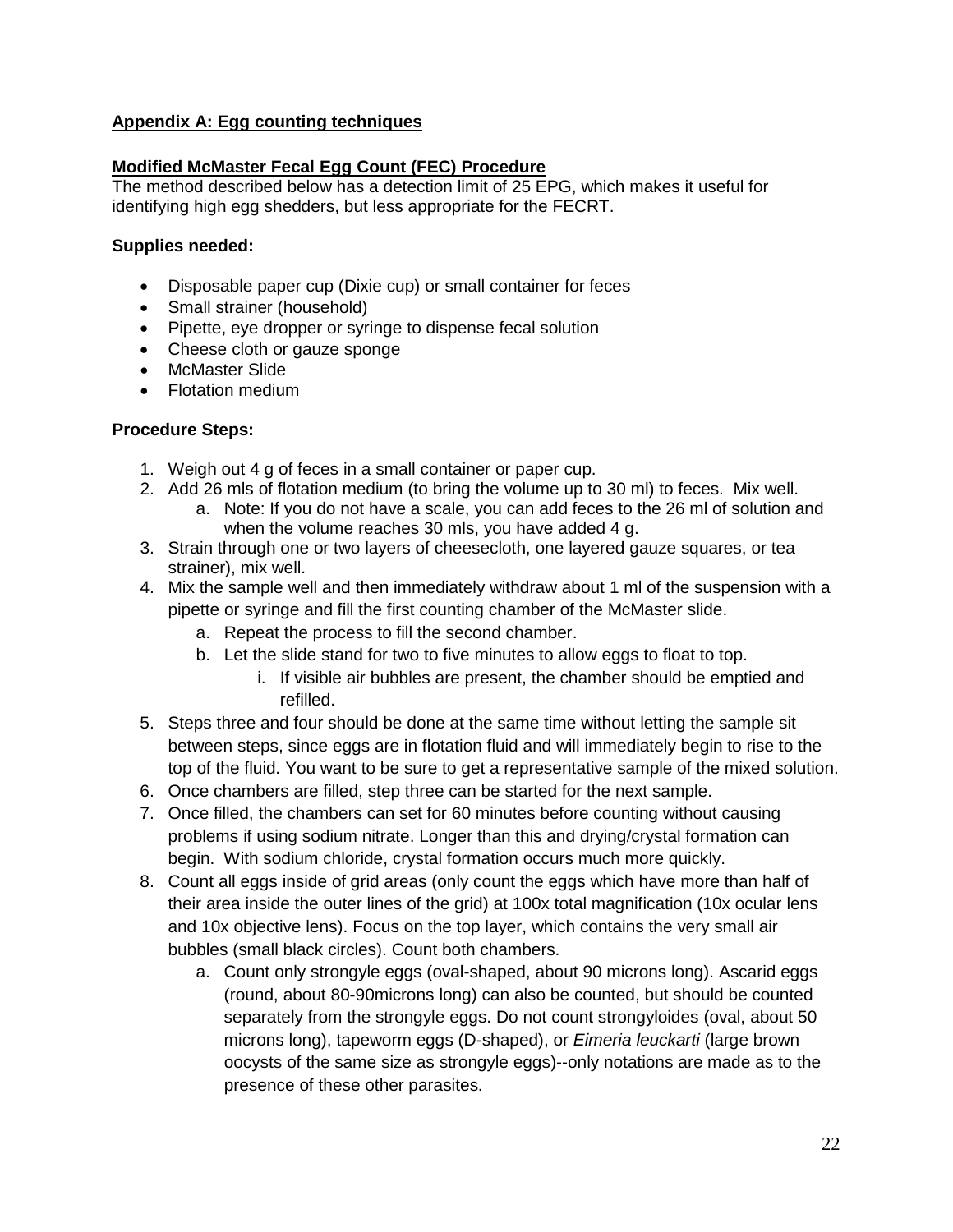## Appendix A: Egg counting techniques

### Modified McMaster Fecal Egg Count (FEC) Procedure

The method described below has a detection limit of 25 EPG, which makes it useful for identifying high egg shedders, but less appropriate for the FECRT.

**Supplies needed:**

- Disposable paper cup (Dixie cup) or small container for feces
- Small strainer (household)
- Pipette, eye dropper or syringe to dispense fecal solution
- Cheese cloth or gauze sponge
- McMaster Slide
- Flotation medium

**Procedure Steps:**

1. Weigh out 4 g of feces in a small container or paper cup.
2. Add 26 mls of flotation medium (to bring the volume up to 30 ml) to feces. Mix well.
    a. Note: If you do not have a scale, you can add feces to the 26 ml of solution and when the volume reaches 30 mls, you have added 4 g.
3. Strain through one or two layers of cheesecloth, one layered gauze squares, or tea strainer), mix well.
4. Mix the sample well and then immediately withdraw about 1 ml of the suspension with a pipette or syringe and fill the first counting chamber of the McMaster slide.
    a. Repeat the process to fill the second chamber.
    b. Let the slide stand for two to five minutes to allow eggs to float to top.
        i. If visible air bubbles are present, the chamber should be emptied and refilled.
5. Steps three and four should be done at the same time without letting the sample sit between steps, since eggs are in flotation fluid and will immediately begin to rise to the top of the fluid. You want to be sure to get a representative sample of the mixed solution.
6. Once chambers are filled, step three can be started for the next sample.
7. Once filled, the chambers can set for 60 minutes before counting without causing problems if using sodium nitrate. Longer than this and drying/crystal formation can begin. With sodium chloride, crystal formation occurs much more quickly.
8. Count all eggs inside of grid areas (only count the eggs which have more than half of their area inside the outer lines of the grid) at 100x total magnification (10x ocular lens and 10x objective lens). Focus on the top layer, which contains the very small air bubbles (small black circles). Count both chambers.
    a. Count only strongyle eggs (oval-shaped, about 90 microns long). Ascarid eggs (round, about 80-90microns long) can also be counted, but should be counted separately from the strongyle eggs. Do not count strongyloides (oval, about 50 microns long), tapeworm eggs (D-shaped), or *Eimeria leuckarti* (large brown oocysts of the same size as strongyle eggs)--only notations are made as to the presence of these other parasites.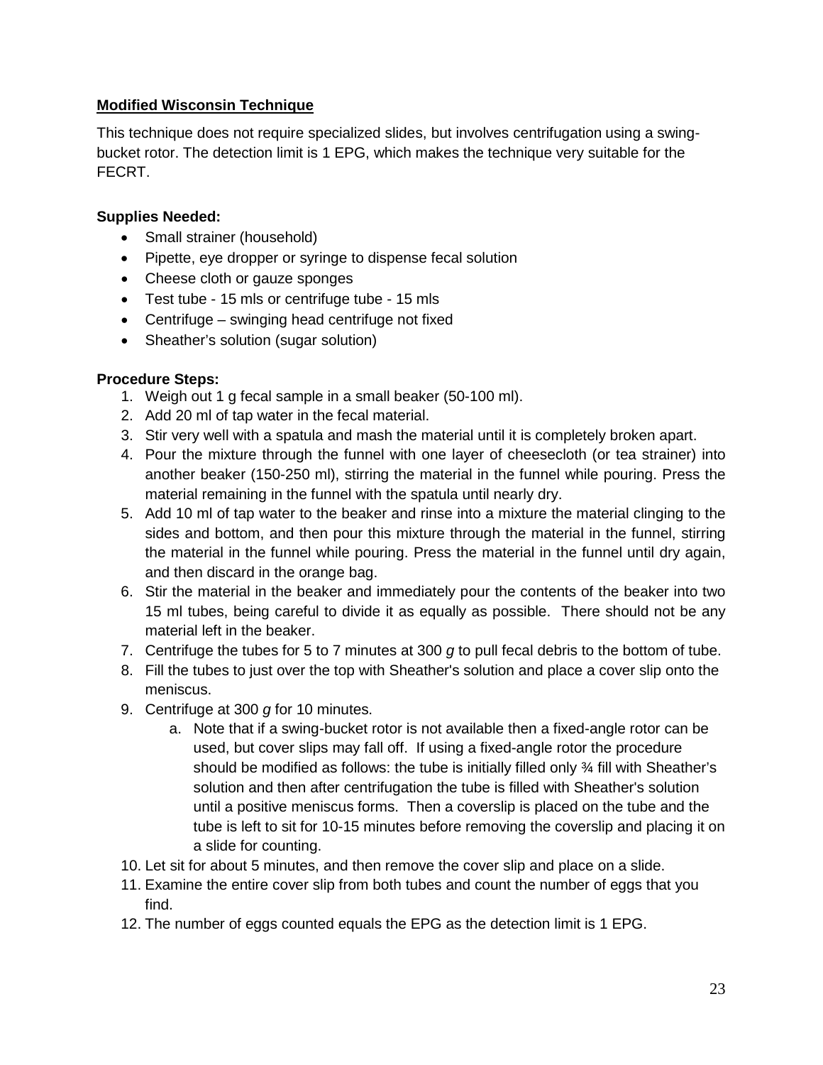## Modified Wisconsin Technique

This technique does not require specialized slides, but involves centrifugation using a swing-bucket rotor. The detection limit is 1 EPG, which makes the technique very suitable for the FECRT.

**Supplies Needed:**

- Small strainer (household)
- Pipette, eye dropper or syringe to dispense fecal solution
- Cheese cloth or gauze sponges
- Test tube - 15 mls or centrifuge tube - 15 mls
- Centrifuge – swinging head centrifuge not fixed
- Sheather's solution (sugar solution)

**Procedure Steps:**

1. Weigh out 1 g fecal sample in a small beaker (50-100 ml).
2. Add 20 ml of tap water in the fecal material.
3. Stir very well with a spatula and mash the material until it is completely broken apart.
4. Pour the mixture through the funnel with one layer of cheesecloth (or tea strainer) into another beaker (150-250 ml), stirring the material in the funnel while pouring. Press the material remaining in the funnel with the spatula until nearly dry.
5. Add 10 ml of tap water to the beaker and rinse into a mixture the material clinging to the sides and bottom, and then pour this mixture through the material in the funnel, stirring the material in the funnel while pouring. Press the material in the funnel until dry again, and then discard in the orange bag.
6. Stir the material in the beaker and immediately pour the contents of the beaker into two 15 ml tubes, being careful to divide it as equally as possible. There should not be any material left in the beaker.
7. Centrifuge the tubes for 5 to 7 minutes at 300 *g* to pull fecal debris to the bottom of tube.
8. Fill the tubes to just over the top with Sheather's solution and place a cover slip onto the meniscus.
9. Centrifuge at 300 *g* for 10 minutes.
    a. Note that if a swing-bucket rotor is not available then a fixed-angle rotor can be used, but cover slips may fall off. If using a fixed-angle rotor the procedure should be modified as follows: the tube is initially filled only ¾ fill with Sheather's solution and then after centrifugation the tube is filled with Sheather's solution until a positive meniscus forms. Then a coverslip is placed on the tube and the tube is left to sit for 10-15 minutes before removing the coverslip and placing it on a slide for counting.
10. Let sit for about 5 minutes, and then remove the cover slip and place on a slide.
11. Examine the entire cover slip from both tubes and count the number of eggs that you find.
12. The number of eggs counted equals the EPG as the detection limit is 1 EPG.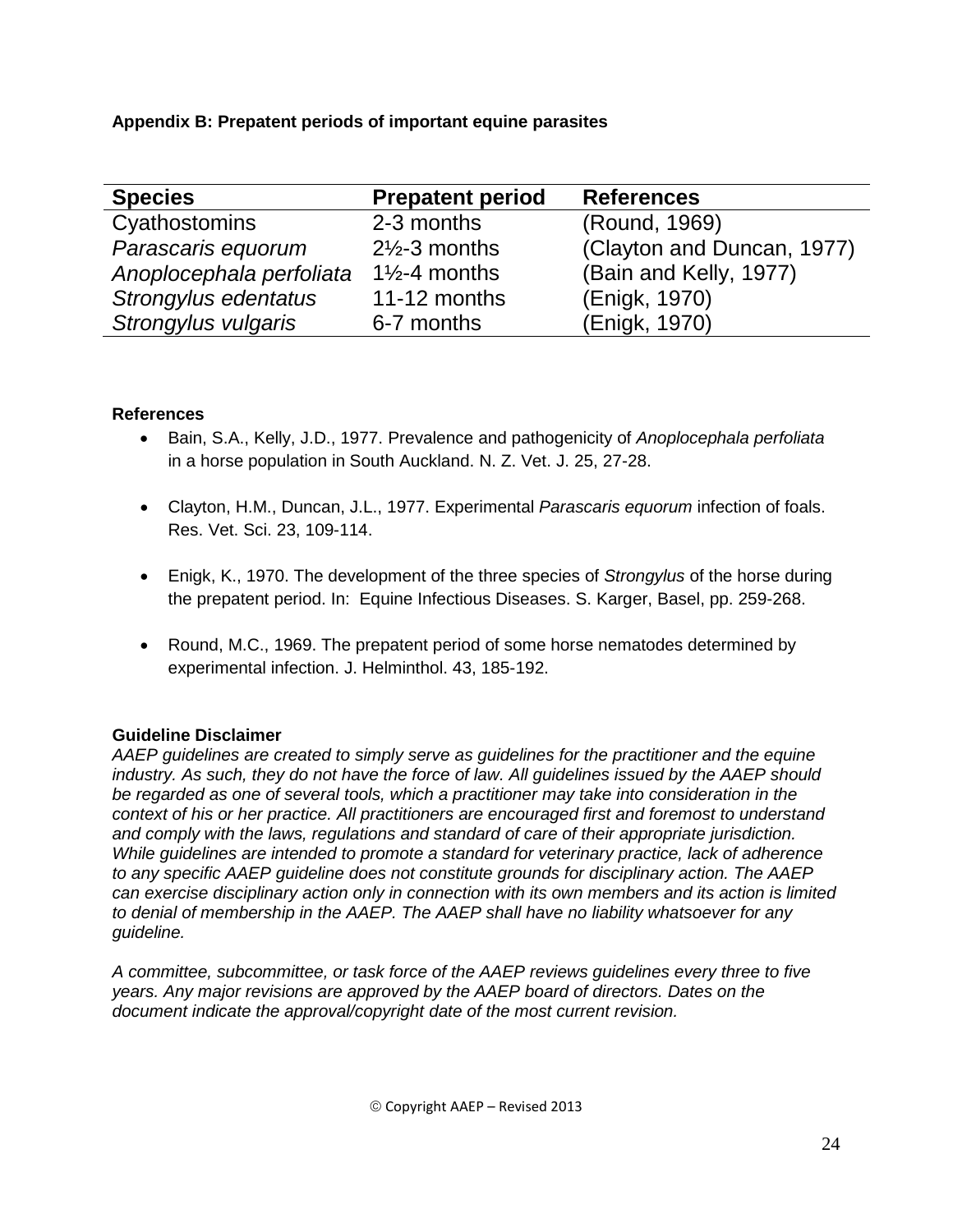**Appendix B: Prepatent periods of important equine parasites**

| Species | Prepatent period | References |
|---|---|---|
| Cyathostomins | 2-3 months | (Round, 1969) |
| *Parascaris equorum* | 2½-3 months | (Clayton and Duncan, 1977) |
| *Anoplocephala perfoliata* | 1½-4 months | (Bain and Kelly, 1977) |
| *Strongylus edentatus* | 11-12 months | (Enigk, 1970) |
| *Strongylus vulgaris* | 6-7 months | (Enigk, 1970) |

**References**

- Bain, S.A., Kelly, J.D., 1977. Prevalence and pathogenicity of *Anoplocephala perfoliata* in a horse population in South Auckland. N. Z. Vet. J. 25, 27-28.
- Clayton, H.M., Duncan, J.L., 1977. Experimental *Parascaris equorum* infection of foals. Res. Vet. Sci. 23, 109-114.
- Enigk, K., 1970. The development of the three species of *Strongylus* of the horse during the prepatent period. In: Equine Infectious Diseases. S. Karger, Basel, pp. 259-268.
- Round, M.C., 1969. The prepatent period of some horse nematodes determined by experimental infection. J. Helminthol. 43, 185-192.

**Guideline Disclaimer**

*AAEP guidelines are created to simply serve as guidelines for the practitioner and the equine industry. As such, they do not have the force of law. All guidelines issued by the AAEP should be regarded as one of several tools, which a practitioner may take into consideration in the context of his or her practice. All practitioners are encouraged first and foremost to understand and comply with the laws, regulations and standard of care of their appropriate jurisdiction. While guidelines are intended to promote a standard for veterinary practice, lack of adherence to any specific AAEP guideline does not constitute grounds for disciplinary action. The AAEP can exercise disciplinary action only in connection with its own members and its action is limited to denial of membership in the AAEP. The AAEP shall have no liability whatsoever for any guideline.*

*A committee, subcommittee, or task force of the AAEP reviews guidelines every three to five years. Any major revisions are approved by the AAEP board of directors. Dates on the document indicate the approval/copyright date of the most current revision.*

© Copyright AAEP – Revised 2013